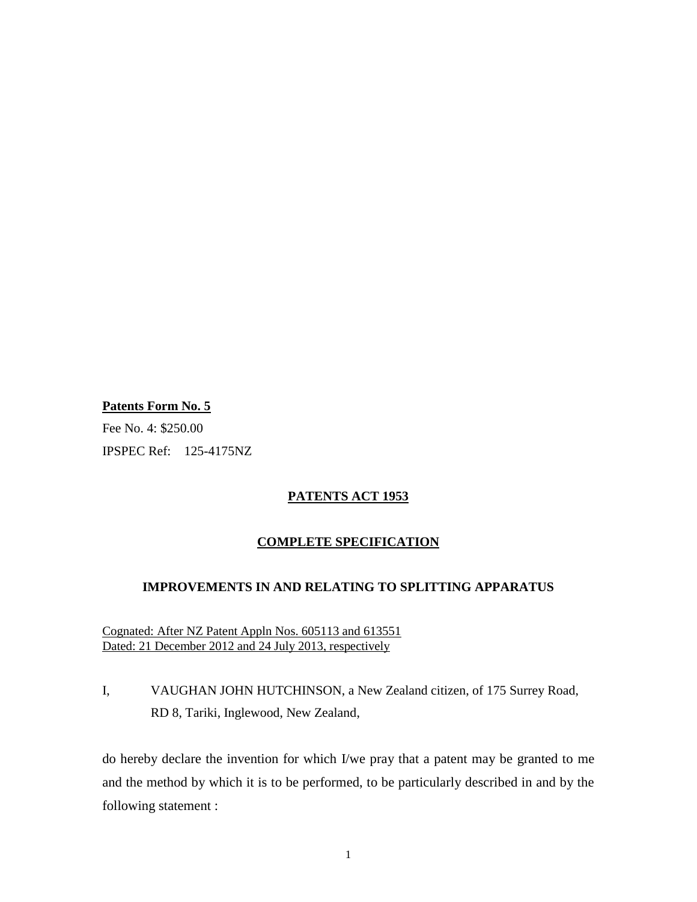**Patents Form No. 5**

Fee No. 4: $250.00

IPSPEC Ref: 125-4175NZ

**PATENTS ACT 1953**

**COMPLETE SPECIFICATION**

**IMPROVEMENTS IN AND RELATING TO SPLITTING APPARATUS**

Cognated: After NZ Patent Appln Nos. 605113 and 613551
Dated: 21 December 2012 and 24 July 2013, respectively

I, VAUGHAN JOHN HUTCHINSON, a New Zealand citizen, of 175 Surrey Road, RD 8, Tariki, Inglewood, New Zealand,

do hereby declare the invention for which I/we pray that a patent may be granted to me and the method by which it is to be performed, to be particularly described in and by the following statement :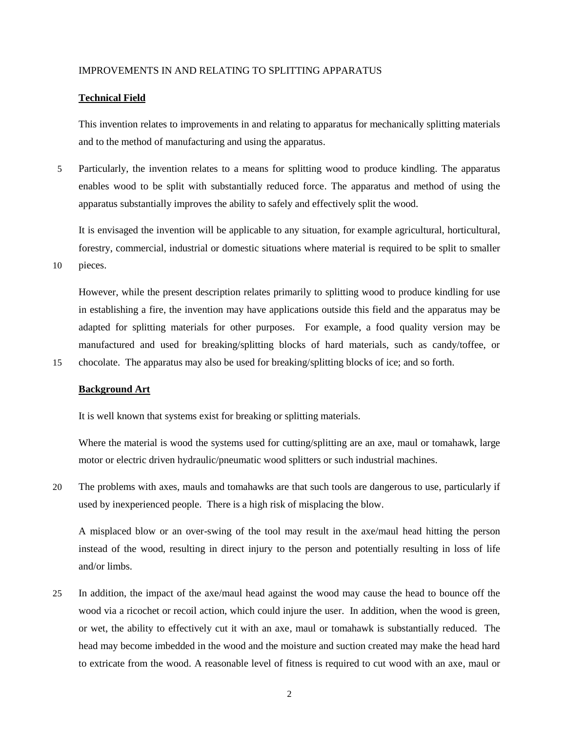IMPROVEMENTS IN AND RELATING TO SPLITTING APPARATUS

**Technical Field**

This invention relates to improvements in and relating to apparatus for mechanically splitting materials and to the method of manufacturing and using the apparatus.

Particularly, the invention relates to a means for splitting wood to produce kindling. The apparatus enables wood to be split with substantially reduced force. The apparatus and method of using the apparatus substantially improves the ability to safely and effectively split the wood.

It is envisaged the invention will be applicable to any situation, for example agricultural, horticultural, forestry, commercial, industrial or domestic situations where material is required to be split to smaller pieces.

However, while the present description relates primarily to splitting wood to produce kindling for use in establishing a fire, the invention may have applications outside this field and the apparatus may be adapted for splitting materials for other purposes. For example, a food quality version may be manufactured and used for breaking/splitting blocks of hard materials, such as candy/toffee, or chocolate. The apparatus may also be used for breaking/splitting blocks of ice; and so forth.

**Background Art**

It is well known that systems exist for breaking or splitting materials.

Where the material is wood the systems used for cutting/splitting are an axe, maul or tomahawk, large motor or electric driven hydraulic/pneumatic wood splitters or such industrial machines.

The problems with axes, mauls and tomahawks are that such tools are dangerous to use, particularly if used by inexperienced people. There is a high risk of misplacing the blow.

A misplaced blow or an over-swing of the tool may result in the axe/maul head hitting the person instead of the wood, resulting in direct injury to the person and potentially resulting in loss of life and/or limbs.

In addition, the impact of the axe/maul head against the wood may cause the head to bounce off the wood via a ricochet or recoil action, which could injure the user. In addition, when the wood is green, or wet, the ability to effectively cut it with an axe, maul or tomahawk is substantially reduced. The head may become imbedded in the wood and the moisture and suction created may make the head hard to extricate from the wood. A reasonable level of fitness is required to cut wood with an axe, maul or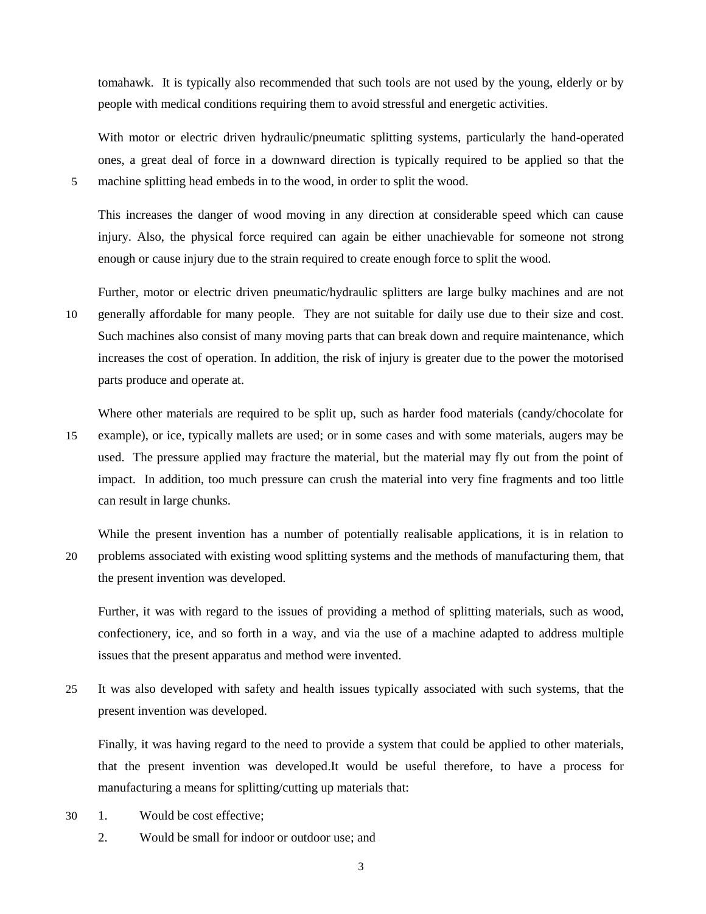tomahawk. It is typically also recommended that such tools are not used by the young, elderly or by people with medical conditions requiring them to avoid stressful and energetic activities.

With motor or electric driven hydraulic/pneumatic splitting systems, particularly the hand-operated ones, a great deal of force in a downward direction is typically required to be applied so that the machine splitting head embeds in to the wood, in order to split the wood.

This increases the danger of wood moving in any direction at considerable speed which can cause injury. Also, the physical force required can again be either unachievable for someone not strong enough or cause injury due to the strain required to create enough force to split the wood.

Further, motor or electric driven pneumatic/hydraulic splitters are large bulky machines and are not generally affordable for many people. They are not suitable for daily use due to their size and cost. Such machines also consist of many moving parts that can break down and require maintenance, which increases the cost of operation. In addition, the risk of injury is greater due to the power the motorised parts produce and operate at.

Where other materials are required to be split up, such as harder food materials (candy/chocolate for example), or ice, typically mallets are used; or in some cases and with some materials, augers may be used. The pressure applied may fracture the material, but the material may fly out from the point of impact. In addition, too much pressure can crush the material into very fine fragments and too little can result in large chunks.

While the present invention has a number of potentially realisable applications, it is in relation to problems associated with existing wood splitting systems and the methods of manufacturing them, that the present invention was developed.

Further, it was with regard to the issues of providing a method of splitting materials, such as wood, confectionery, ice, and so forth in a way, and via the use of a machine adapted to address multiple issues that the present apparatus and method were invented.

It was also developed with safety and health issues typically associated with such systems, that the present invention was developed.

Finally, it was having regard to the need to provide a system that could be applied to other materials, that the present invention was developed.It would be useful therefore, to have a process for manufacturing a means for splitting/cutting up materials that:

1. Would be cost effective;
2. Would be small for indoor or outdoor use; and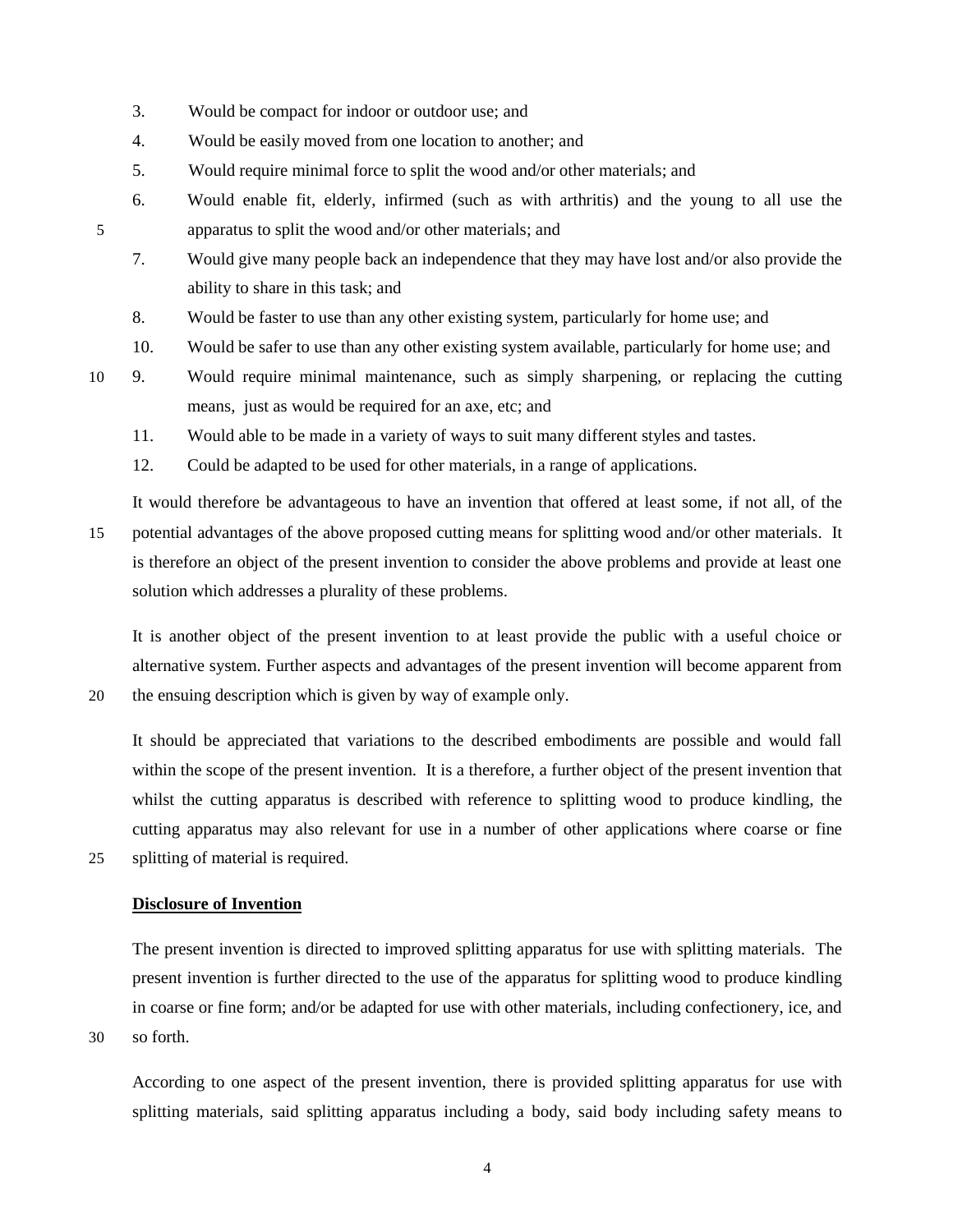3. Would be compact for indoor or outdoor use; and
4. Would be easily moved from one location to another; and
5. Would require minimal force to split the wood and/or other materials; and
6. Would enable fit, elderly, infirmed (such as with arthritis) and the young to all use the apparatus to split the wood and/or other materials; and
7. Would give many people back an independence that they may have lost and/or also provide the ability to share in this task; and
8. Would be faster to use than any other existing system, particularly for home use; and
10. Would be safer to use than any other existing system available, particularly for home use; and
9. Would require minimal maintenance, such as simply sharpening, or replacing the cutting means, just as would be required for an axe, etc; and
11. Would able to be made in a variety of ways to suit many different styles and tastes.
12. Could be adapted to be used for other materials, in a range of applications.

It would therefore be advantageous to have an invention that offered at least some, if not all, of the potential advantages of the above proposed cutting means for splitting wood and/or other materials. It is therefore an object of the present invention to consider the above problems and provide at least one solution which addresses a plurality of these problems.

It is another object of the present invention to at least provide the public with a useful choice or alternative system. Further aspects and advantages of the present invention will become apparent from the ensuing description which is given by way of example only.

It should be appreciated that variations to the described embodiments are possible and would fall within the scope of the present invention. It is a therefore, a further object of the present invention that whilst the cutting apparatus is described with reference to splitting wood to produce kindling, the cutting apparatus may also relevant for use in a number of other applications where coarse or fine splitting of material is required.

**Disclosure of Invention**

The present invention is directed to improved splitting apparatus for use with splitting materials. The present invention is further directed to the use of the apparatus for splitting wood to produce kindling in coarse or fine form; and/or be adapted for use with other materials, including confectionery, ice, and so forth.

According to one aspect of the present invention, there is provided splitting apparatus for use with splitting materials, said splitting apparatus including a body, said body including safety means to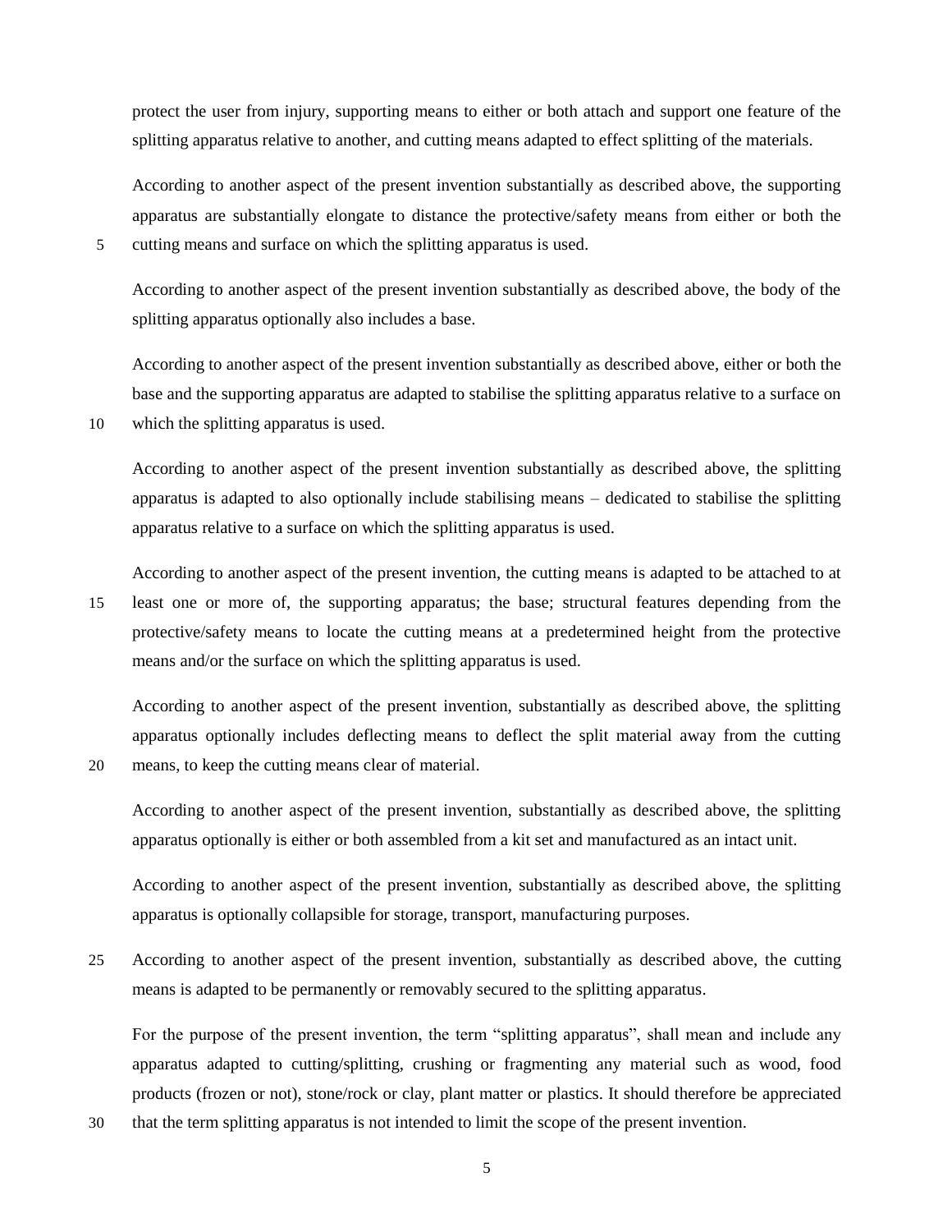protect the user from injury, supporting means to either or both attach and support one feature of the splitting apparatus relative to another, and cutting means adapted to effect splitting of the materials.

According to another aspect of the present invention substantially as described above, the supporting apparatus are substantially elongate to distance the protective/safety means from either or both the cutting means and surface on which the splitting apparatus is used.

According to another aspect of the present invention substantially as described above, the body of the splitting apparatus optionally also includes a base.

According to another aspect of the present invention substantially as described above, either or both the base and the supporting apparatus are adapted to stabilise the splitting apparatus relative to a surface on which the splitting apparatus is used.

According to another aspect of the present invention substantially as described above, the splitting apparatus is adapted to also optionally include stabilising means – dedicated to stabilise the splitting apparatus relative to a surface on which the splitting apparatus is used.

According to another aspect of the present invention, the cutting means is adapted to be attached to at least one or more of, the supporting apparatus; the base; structural features depending from the protective/safety means to locate the cutting means at a predetermined height from the protective means and/or the surface on which the splitting apparatus is used.

According to another aspect of the present invention, substantially as described above, the splitting apparatus optionally includes deflecting means to deflect the split material away from the cutting means, to keep the cutting means clear of material.

According to another aspect of the present invention, substantially as described above, the splitting apparatus optionally is either or both assembled from a kit set and manufactured as an intact unit.

According to another aspect of the present invention, substantially as described above, the splitting apparatus is optionally collapsible for storage, transport, manufacturing purposes.

According to another aspect of the present invention, substantially as described above, the cutting means is adapted to be permanently or removably secured to the splitting apparatus.

For the purpose of the present invention, the term "splitting apparatus", shall mean and include any apparatus adapted to cutting/splitting, crushing or fragmenting any material such as wood, food products (frozen or not), stone/rock or clay, plant matter or plastics. It should therefore be appreciated that the term splitting apparatus is not intended to limit the scope of the present invention.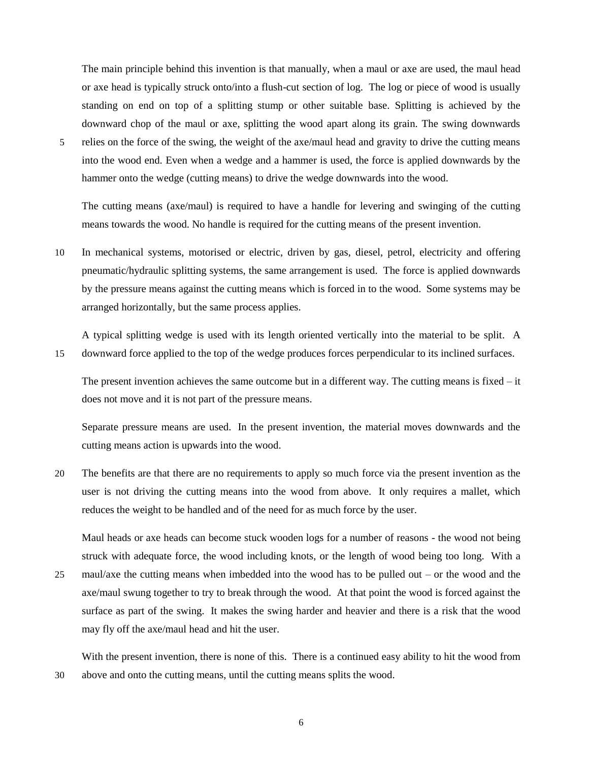The main principle behind this invention is that manually, when a maul or axe are used, the maul head or axe head is typically struck onto/into a flush-cut section of log. The log or piece of wood is usually standing on end on top of a splitting stump or other suitable base. Splitting is achieved by the downward chop of the maul or axe, splitting the wood apart along its grain. The swing downwards relies on the force of the swing, the weight of the axe/maul head and gravity to drive the cutting means into the wood end. Even when a wedge and a hammer is used, the force is applied downwards by the hammer onto the wedge (cutting means) to drive the wedge downwards into the wood.

The cutting means (axe/maul) is required to have a handle for levering and swinging of the cutting means towards the wood. No handle is required for the cutting means of the present invention.

In mechanical systems, motorised or electric, driven by gas, diesel, petrol, electricity and offering pneumatic/hydraulic splitting systems, the same arrangement is used. The force is applied downwards by the pressure means against the cutting means which is forced in to the wood. Some systems may be arranged horizontally, but the same process applies.

A typical splitting wedge is used with its length oriented vertically into the material to be split. A downward force applied to the top of the wedge produces forces perpendicular to its inclined surfaces.

The present invention achieves the same outcome but in a different way. The cutting means is fixed – it does not move and it is not part of the pressure means.

Separate pressure means are used. In the present invention, the material moves downwards and the cutting means action is upwards into the wood.

The benefits are that there are no requirements to apply so much force via the present invention as the user is not driving the cutting means into the wood from above. It only requires a mallet, which reduces the weight to be handled and of the need for as much force by the user.

Maul heads or axe heads can become stuck wooden logs for a number of reasons - the wood not being struck with adequate force, the wood including knots, or the length of wood being too long. With a maul/axe the cutting means when imbedded into the wood has to be pulled out – or the wood and the axe/maul swung together to try to break through the wood. At that point the wood is forced against the surface as part of the swing. It makes the swing harder and heavier and there is a risk that the wood may fly off the axe/maul head and hit the user.

With the present invention, there is none of this. There is a continued easy ability to hit the wood from above and onto the cutting means, until the cutting means splits the wood.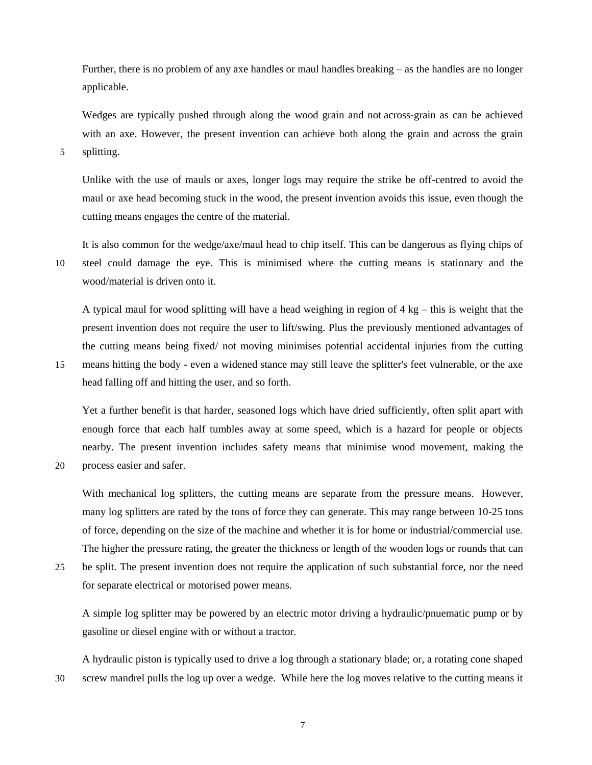Further, there is no problem of any axe handles or maul handles breaking – as the handles are no longer applicable.

Wedges are typically pushed through along the wood grain and not across-grain as can be achieved with an axe. However, the present invention can achieve both along the grain and across the grain splitting.

Unlike with the use of mauls or axes, longer logs may require the strike be off-centred to avoid the maul or axe head becoming stuck in the wood, the present invention avoids this issue, even though the cutting means engages the centre of the material.

It is also common for the wedge/axe/maul head to chip itself. This can be dangerous as flying chips of steel could damage the eye. This is minimised where the cutting means is stationary and the wood/material is driven onto it.

A typical maul for wood splitting will have a head weighing in region of 4 kg – this is weight that the present invention does not require the user to lift/swing. Plus the previously mentioned advantages of the cutting means being fixed/ not moving minimises potential accidental injuries from the cutting means hitting the body - even a widened stance may still leave the splitter's feet vulnerable, or the axe head falling off and hitting the user, and so forth.

Yet a further benefit is that harder, seasoned logs which have dried sufficiently, often split apart with enough force that each half tumbles away at some speed, which is a hazard for people or objects nearby. The present invention includes safety means that minimise wood movement, making the process easier and safer.

With mechanical log splitters, the cutting means are separate from the pressure means. However, many log splitters are rated by the tons of force they can generate. This may range between 10-25 tons of force, depending on the size of the machine and whether it is for home or industrial/commercial use. The higher the pressure rating, the greater the thickness or length of the wooden logs or rounds that can be split. The present invention does not require the application of such substantial force, nor the need for separate electrical or motorised power means.

A simple log splitter may be powered by an electric motor driving a hydraulic/pnuematic pump or by gasoline or diesel engine with or without a tractor.

A hydraulic piston is typically used to drive a log through a stationary blade; or, a rotating cone shaped screw mandrel pulls the log up over a wedge. While here the log moves relative to the cutting means it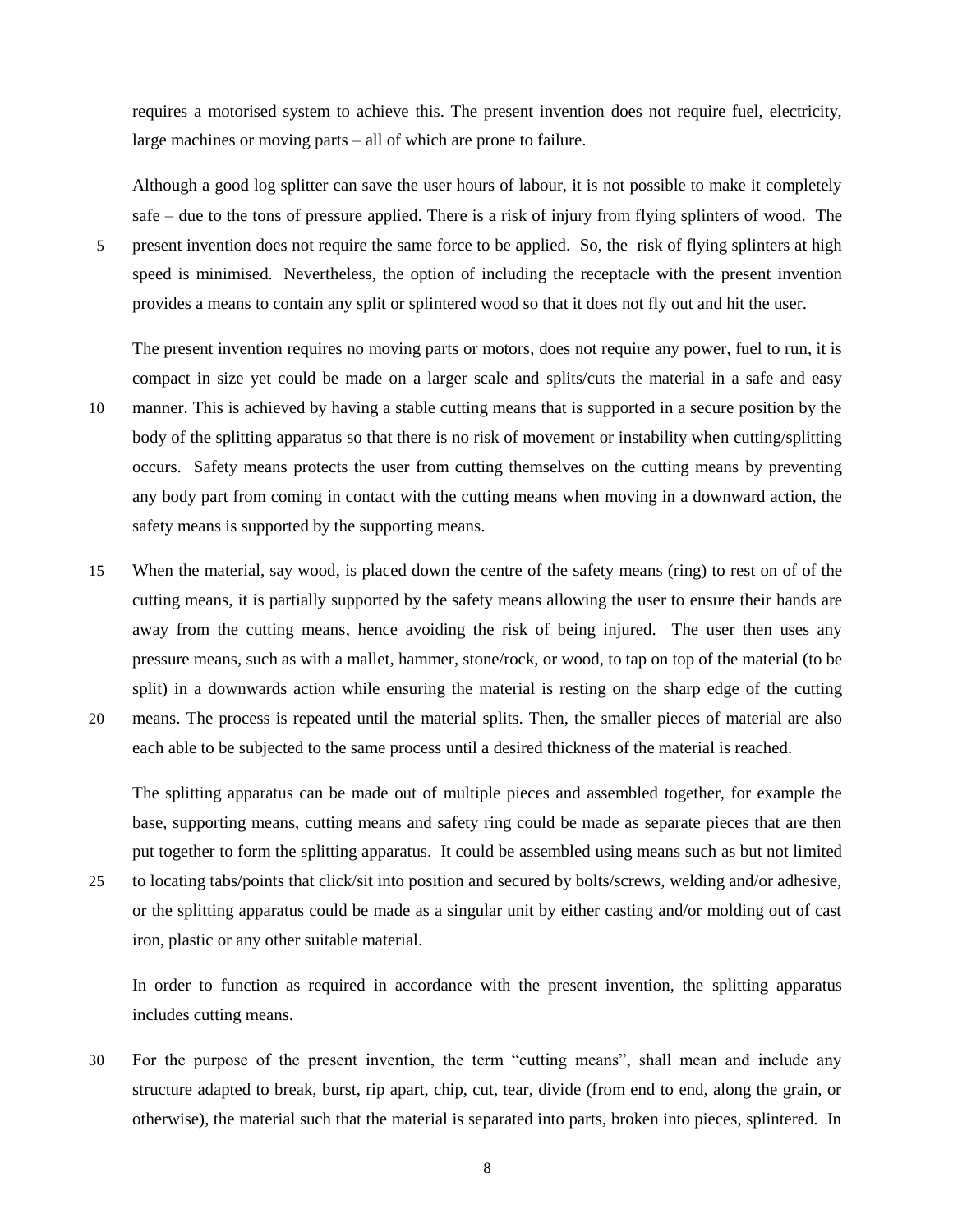requires a motorised system to achieve this. The present invention does not require fuel, electricity, large machines or moving parts – all of which are prone to failure.

Although a good log splitter can save the user hours of labour, it is not possible to make it completely safe – due to the tons of pressure applied. There is a risk of injury from flying splinters of wood. The present invention does not require the same force to be applied. So, the risk of flying splinters at high speed is minimised. Nevertheless, the option of including the receptacle with the present invention provides a means to contain any split or splintered wood so that it does not fly out and hit the user.

The present invention requires no moving parts or motors, does not require any power, fuel to run, it is compact in size yet could be made on a larger scale and splits/cuts the material in a safe and easy manner. This is achieved by having a stable cutting means that is supported in a secure position by the body of the splitting apparatus so that there is no risk of movement or instability when cutting/splitting occurs. Safety means protects the user from cutting themselves on the cutting means by preventing any body part from coming in contact with the cutting means when moving in a downward action, the safety means is supported by the supporting means.

When the material, say wood, is placed down the centre of the safety means (ring) to rest on of of the cutting means, it is partially supported by the safety means allowing the user to ensure their hands are away from the cutting means, hence avoiding the risk of being injured. The user then uses any pressure means, such as with a mallet, hammer, stone/rock, or wood, to tap on top of the material (to be split) in a downwards action while ensuring the material is resting on the sharp edge of the cutting means. The process is repeated until the material splits. Then, the smaller pieces of material are also each able to be subjected to the same process until a desired thickness of the material is reached.

The splitting apparatus can be made out of multiple pieces and assembled together, for example the base, supporting means, cutting means and safety ring could be made as separate pieces that are then put together to form the splitting apparatus. It could be assembled using means such as but not limited to locating tabs/points that click/sit into position and secured by bolts/screws, welding and/or adhesive, or the splitting apparatus could be made as a singular unit by either casting and/or molding out of cast iron, plastic or any other suitable material.

In order to function as required in accordance with the present invention, the splitting apparatus includes cutting means.

For the purpose of the present invention, the term "cutting means", shall mean and include any structure adapted to break, burst, rip apart, chip, cut, tear, divide (from end to end, along the grain, or otherwise), the material such that the material is separated into parts, broken into pieces, splintered. In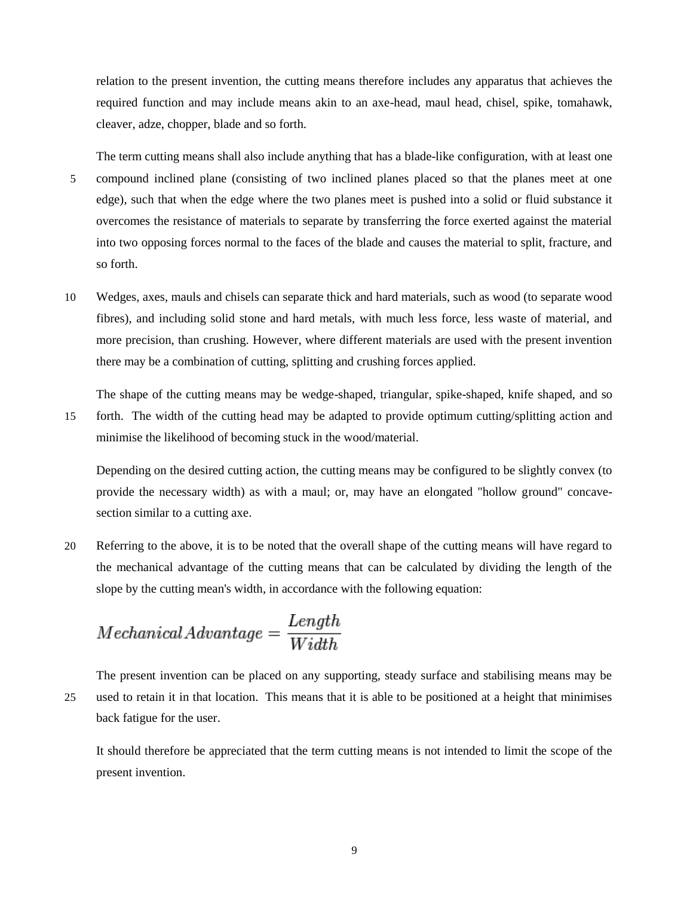relation to the present invention, the cutting means therefore includes any apparatus that achieves the required function and may include means akin to an axe-head, maul head, chisel, spike, tomahawk, cleaver, adze, chopper, blade and so forth.

The term cutting means shall also include anything that has a blade-like configuration, with at least one compound inclined plane (consisting of two inclined planes placed so that the planes meet at one edge), such that when the edge where the two planes meet is pushed into a solid or fluid substance it overcomes the resistance of materials to separate by transferring the force exerted against the material into two opposing forces normal to the faces of the blade and causes the material to split, fracture, and so forth.

Wedges, axes, mauls and chisels can separate thick and hard materials, such as wood (to separate wood fibres), and including solid stone and hard metals, with much less force, less waste of material, and more precision, than crushing. However, where different materials are used with the present invention there may be a combination of cutting, splitting and crushing forces applied.

The shape of the cutting means may be wedge-shaped, triangular, spike-shaped, knife shaped, and so forth. The width of the cutting head may be adapted to provide optimum cutting/splitting action and minimise the likelihood of becoming stuck in the wood/material.

Depending on the desired cutting action, the cutting means may be configured to be slightly convex (to provide the necessary width) as with a maul; or, may have an elongated "hollow ground" concave-section similar to a cutting axe.

Referring to the above, it is to be noted that the overall shape of the cutting means will have regard to the mechanical advantage of the cutting means that can be calculated by dividing the length of the slope by the cutting mean's width, in accordance with the following equation:

$$Mechanical\,Advantage = \frac{Length}{Width}$$

The present invention can be placed on any supporting, steady surface and stabilising means may be used to retain it in that location. This means that it is able to be positioned at a height that minimises back fatigue for the user.

It should therefore be appreciated that the term cutting means is not intended to limit the scope of the present invention.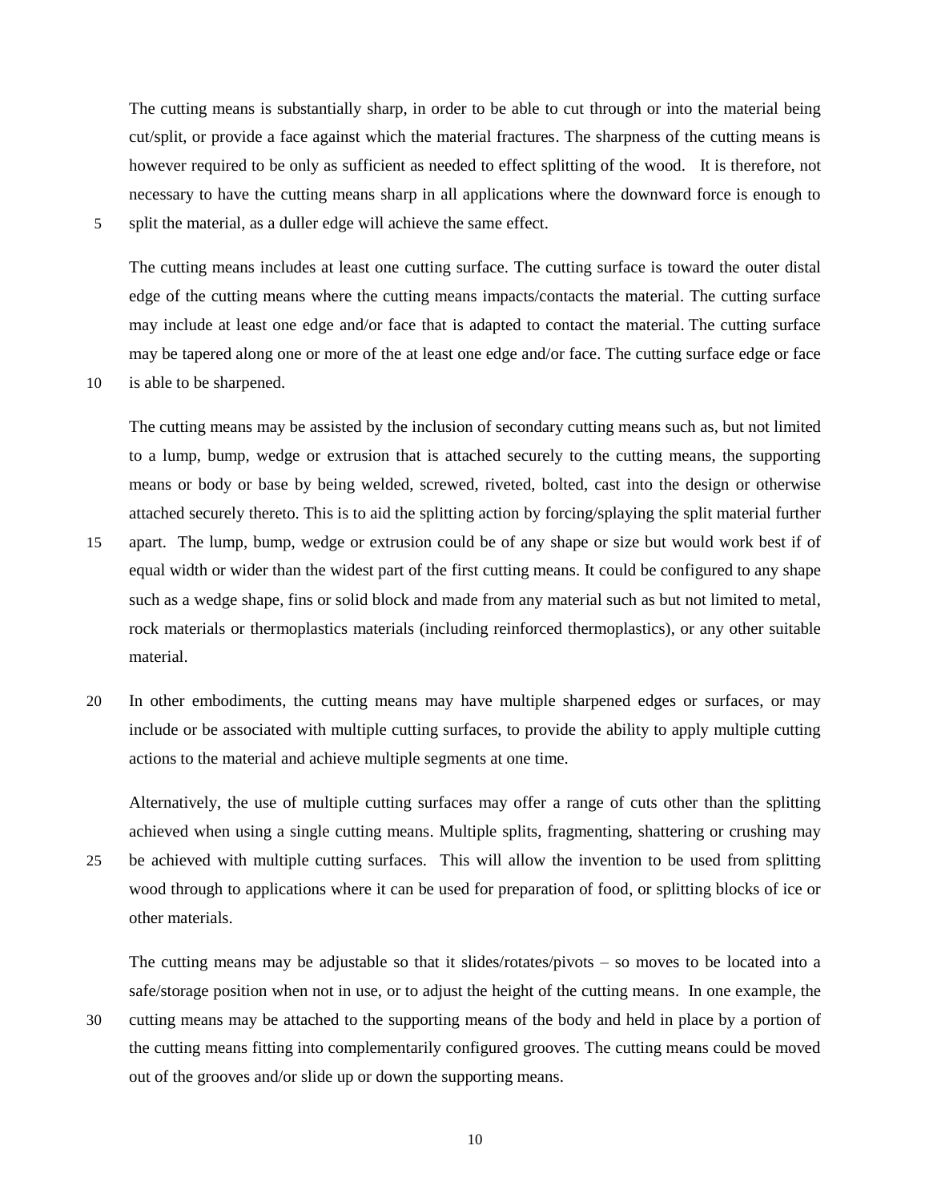The cutting means is substantially sharp, in order to be able to cut through or into the material being cut/split, or provide a face against which the material fractures. The sharpness of the cutting means is however required to be only as sufficient as needed to effect splitting of the wood. It is therefore, not necessary to have the cutting means sharp in all applications where the downward force is enough to split the material, as a duller edge will achieve the same effect.

The cutting means includes at least one cutting surface. The cutting surface is toward the outer distal edge of the cutting means where the cutting means impacts/contacts the material. The cutting surface may include at least one edge and/or face that is adapted to contact the material. The cutting surface may be tapered along one or more of the at least one edge and/or face. The cutting surface edge or face is able to be sharpened.

The cutting means may be assisted by the inclusion of secondary cutting means such as, but not limited to a lump, bump, wedge or extrusion that is attached securely to the cutting means, the supporting means or body or base by being welded, screwed, riveted, bolted, cast into the design or otherwise attached securely thereto. This is to aid the splitting action by forcing/splaying the split material further apart. The lump, bump, wedge or extrusion could be of any shape or size but would work best if of equal width or wider than the widest part of the first cutting means. It could be configured to any shape such as a wedge shape, fins or solid block and made from any material such as but not limited to metal, rock materials or thermoplastics materials (including reinforced thermoplastics), or any other suitable material.

In other embodiments, the cutting means may have multiple sharpened edges or surfaces, or may include or be associated with multiple cutting surfaces, to provide the ability to apply multiple cutting actions to the material and achieve multiple segments at one time.

Alternatively, the use of multiple cutting surfaces may offer a range of cuts other than the splitting achieved when using a single cutting means. Multiple splits, fragmenting, shattering or crushing may be achieved with multiple cutting surfaces. This will allow the invention to be used from splitting wood through to applications where it can be used for preparation of food, or splitting blocks of ice or other materials.

The cutting means may be adjustable so that it slides/rotates/pivots – so moves to be located into a safe/storage position when not in use, or to adjust the height of the cutting means. In one example, the cutting means may be attached to the supporting means of the body and held in place by a portion of the cutting means fitting into complementarily configured grooves. The cutting means could be moved out of the grooves and/or slide up or down the supporting means.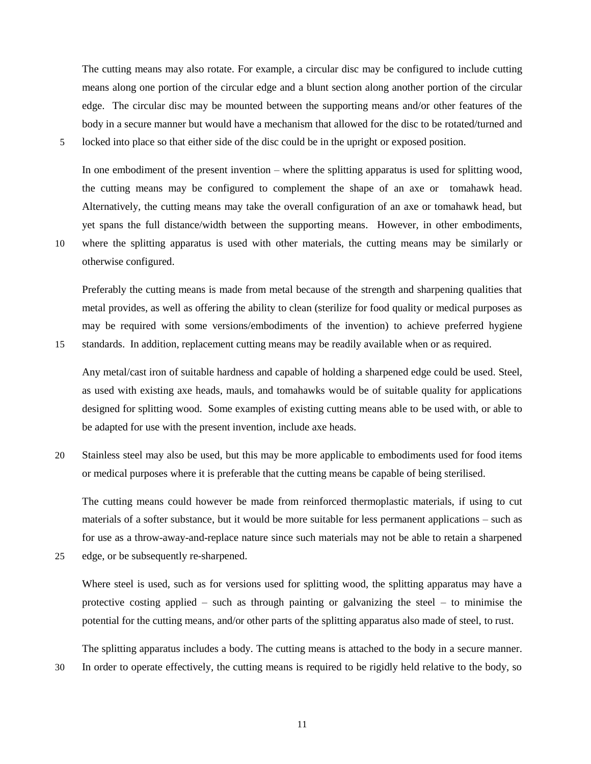The cutting means may also rotate. For example, a circular disc may be configured to include cutting means along one portion of the circular edge and a blunt section along another portion of the circular edge. The circular disc may be mounted between the supporting means and/or other features of the body in a secure manner but would have a mechanism that allowed for the disc to be rotated/turned and locked into place so that either side of the disc could be in the upright or exposed position.

In one embodiment of the present invention – where the splitting apparatus is used for splitting wood, the cutting means may be configured to complement the shape of an axe or tomahawk head. Alternatively, the cutting means may take the overall configuration of an axe or tomahawk head, but yet spans the full distance/width between the supporting means. However, in other embodiments, where the splitting apparatus is used with other materials, the cutting means may be similarly or otherwise configured.

Preferably the cutting means is made from metal because of the strength and sharpening qualities that metal provides, as well as offering the ability to clean (sterilize for food quality or medical purposes as may be required with some versions/embodiments of the invention) to achieve preferred hygiene standards. In addition, replacement cutting means may be readily available when or as required.

Any metal/cast iron of suitable hardness and capable of holding a sharpened edge could be used. Steel, as used with existing axe heads, mauls, and tomahawks would be of suitable quality for applications designed for splitting wood. Some examples of existing cutting means able to be used with, or able to be adapted for use with the present invention, include axe heads.

Stainless steel may also be used, but this may be more applicable to embodiments used for food items or medical purposes where it is preferable that the cutting means be capable of being sterilised.

The cutting means could however be made from reinforced thermoplastic materials, if using to cut materials of a softer substance, but it would be more suitable for less permanent applications – such as for use as a throw-away-and-replace nature since such materials may not be able to retain a sharpened edge, or be subsequently re-sharpened.

Where steel is used, such as for versions used for splitting wood, the splitting apparatus may have a protective costing applied – such as through painting or galvanizing the steel – to minimise the potential for the cutting means, and/or other parts of the splitting apparatus also made of steel, to rust.

The splitting apparatus includes a body. The cutting means is attached to the body in a secure manner. In order to operate effectively, the cutting means is required to be rigidly held relative to the body, so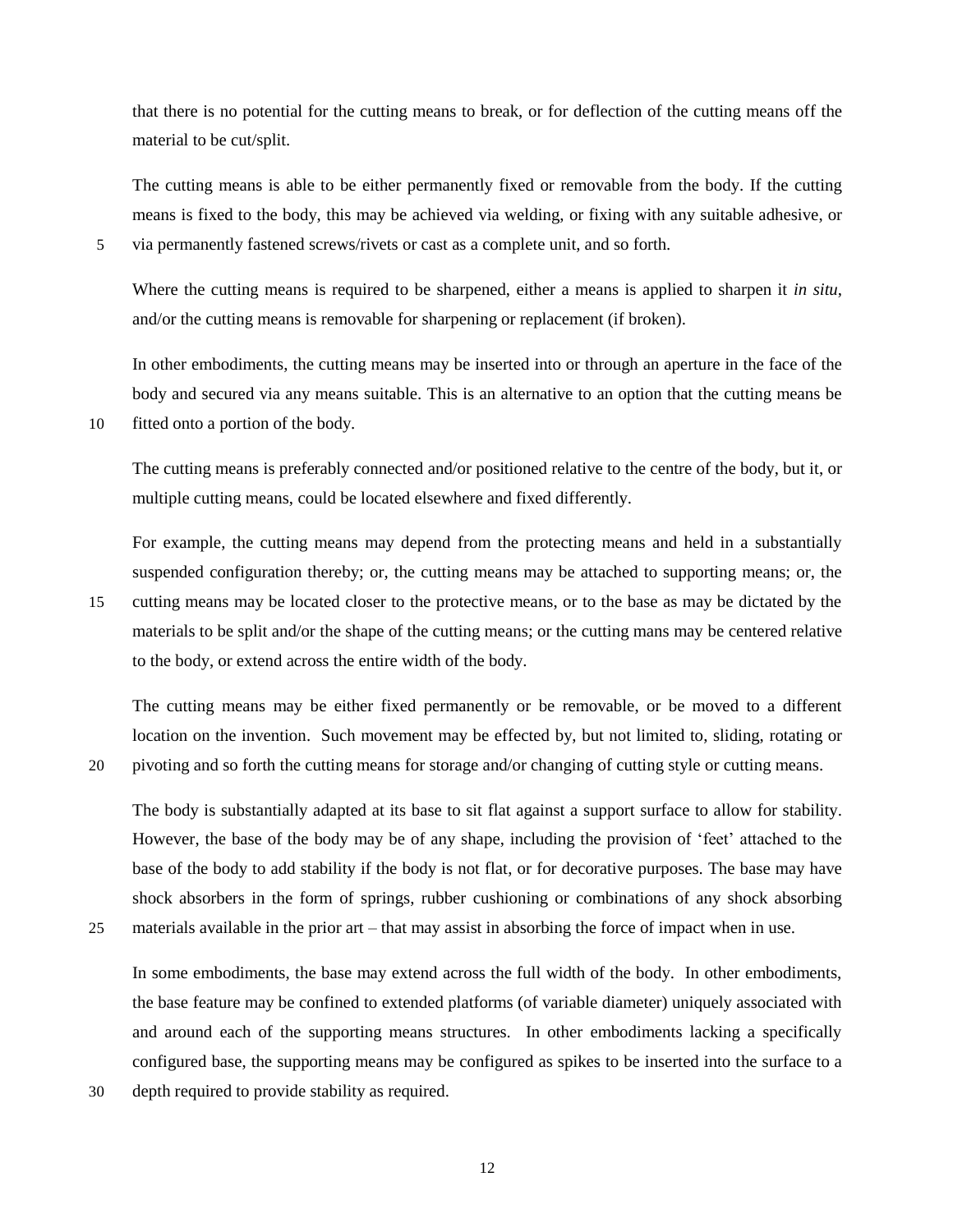that there is no potential for the cutting means to break, or for deflection of the cutting means off the material to be cut/split.

The cutting means is able to be either permanently fixed or removable from the body. If the cutting means is fixed to the body, this may be achieved via welding, or fixing with any suitable adhesive, or via permanently fastened screws/rivets or cast as a complete unit, and so forth.

Where the cutting means is required to be sharpened, either a means is applied to sharpen it *in situ*, and/or the cutting means is removable for sharpening or replacement (if broken).

In other embodiments, the cutting means may be inserted into or through an aperture in the face of the body and secured via any means suitable. This is an alternative to an option that the cutting means be fitted onto a portion of the body.

The cutting means is preferably connected and/or positioned relative to the centre of the body, but it, or multiple cutting means, could be located elsewhere and fixed differently.

For example, the cutting means may depend from the protecting means and held in a substantially suspended configuration thereby; or, the cutting means may be attached to supporting means; or, the cutting means may be located closer to the protective means, or to the base as may be dictated by the materials to be split and/or the shape of the cutting means; or the cutting mans may be centered relative to the body, or extend across the entire width of the body.

The cutting means may be either fixed permanently or be removable, or be moved to a different location on the invention. Such movement may be effected by, but not limited to, sliding, rotating or pivoting and so forth the cutting means for storage and/or changing of cutting style or cutting means.

The body is substantially adapted at its base to sit flat against a support surface to allow for stability. However, the base of the body may be of any shape, including the provision of 'feet' attached to the base of the body to add stability if the body is not flat, or for decorative purposes. The base may have shock absorbers in the form of springs, rubber cushioning or combinations of any shock absorbing materials available in the prior art – that may assist in absorbing the force of impact when in use.

In some embodiments, the base may extend across the full width of the body. In other embodiments, the base feature may be confined to extended platforms (of variable diameter) uniquely associated with and around each of the supporting means structures. In other embodiments lacking a specifically configured base, the supporting means may be configured as spikes to be inserted into the surface to a depth required to provide stability as required.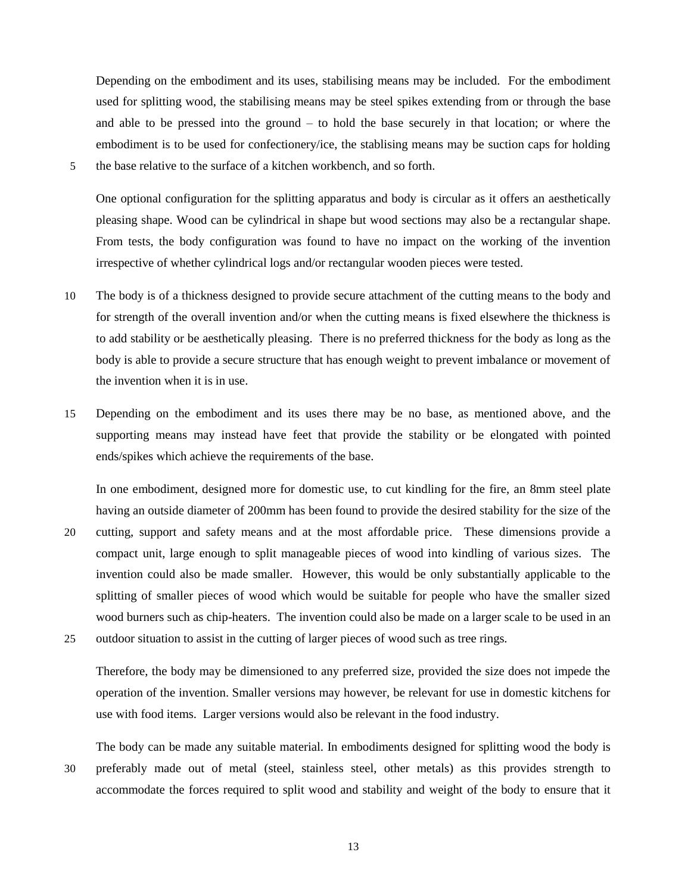Depending on the embodiment and its uses, stabilising means may be included. For the embodiment used for splitting wood, the stabilising means may be steel spikes extending from or through the base and able to be pressed into the ground – to hold the base securely in that location; or where the embodiment is to be used for confectionery/ice, the stablising means may be suction caps for holding the base relative to the surface of a kitchen workbench, and so forth.

One optional configuration for the splitting apparatus and body is circular as it offers an aesthetically pleasing shape. Wood can be cylindrical in shape but wood sections may also be a rectangular shape. From tests, the body configuration was found to have no impact on the working of the invention irrespective of whether cylindrical logs and/or rectangular wooden pieces were tested.

The body is of a thickness designed to provide secure attachment of the cutting means to the body and for strength of the overall invention and/or when the cutting means is fixed elsewhere the thickness is to add stability or be aesthetically pleasing. There is no preferred thickness for the body as long as the body is able to provide a secure structure that has enough weight to prevent imbalance or movement of the invention when it is in use.

Depending on the embodiment and its uses there may be no base, as mentioned above, and the supporting means may instead have feet that provide the stability or be elongated with pointed ends/spikes which achieve the requirements of the base.

In one embodiment, designed more for domestic use, to cut kindling for the fire, an 8mm steel plate having an outside diameter of 200mm has been found to provide the desired stability for the size of the cutting, support and safety means and at the most affordable price. These dimensions provide a compact unit, large enough to split manageable pieces of wood into kindling of various sizes. The invention could also be made smaller. However, this would be only substantially applicable to the splitting of smaller pieces of wood which would be suitable for people who have the smaller sized wood burners such as chip-heaters. The invention could also be made on a larger scale to be used in an outdoor situation to assist in the cutting of larger pieces of wood such as tree rings.

Therefore, the body may be dimensioned to any preferred size, provided the size does not impede the operation of the invention. Smaller versions may however, be relevant for use in domestic kitchens for use with food items. Larger versions would also be relevant in the food industry.

The body can be made any suitable material. In embodiments designed for splitting wood the body is preferably made out of metal (steel, stainless steel, other metals) as this provides strength to accommodate the forces required to split wood and stability and weight of the body to ensure that it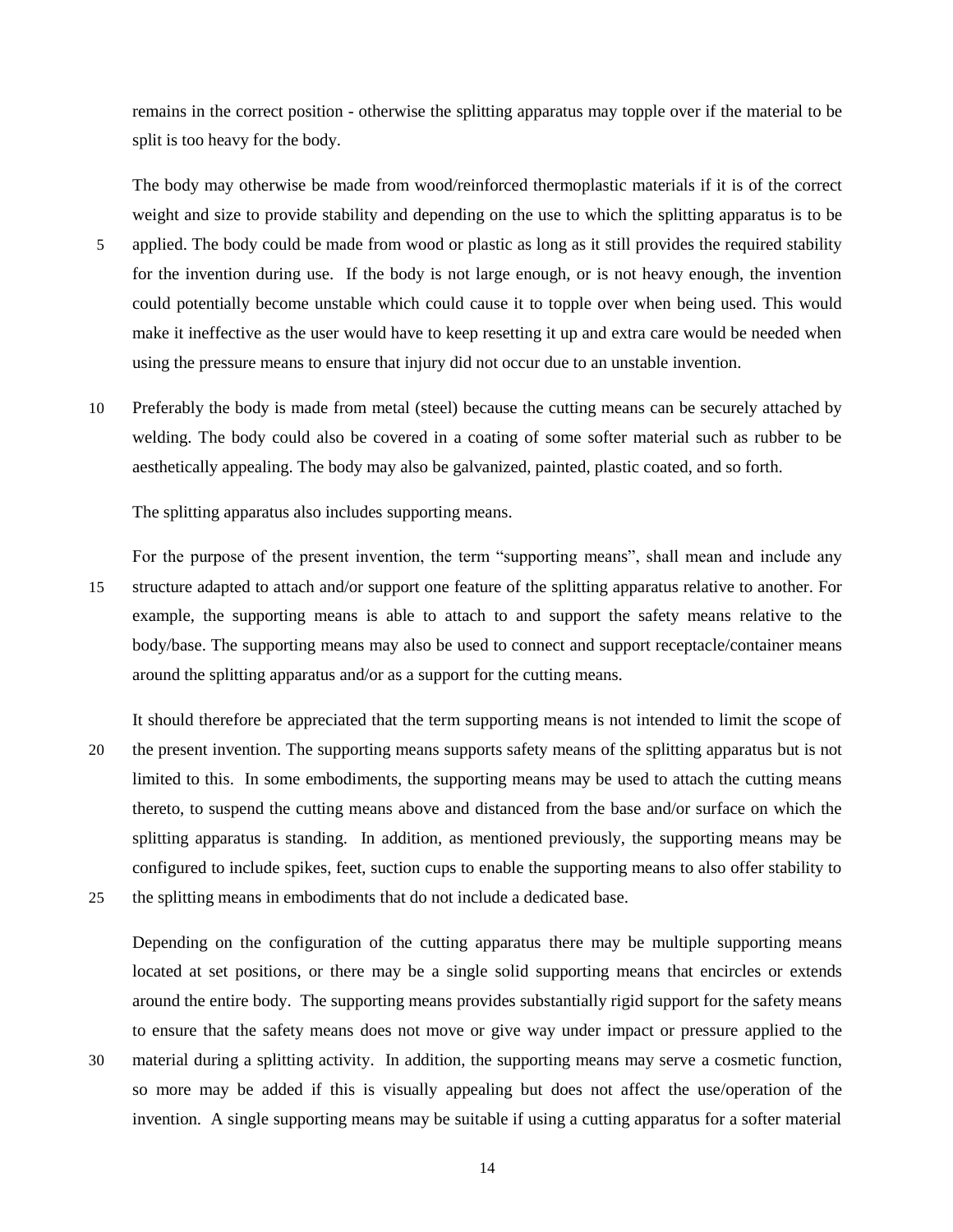remains in the correct position - otherwise the splitting apparatus may topple over if the material to be split is too heavy for the body.

The body may otherwise be made from wood/reinforced thermoplastic materials if it is of the correct weight and size to provide stability and depending on the use to which the splitting apparatus is to be applied. The body could be made from wood or plastic as long as it still provides the required stability for the invention during use. If the body is not large enough, or is not heavy enough, the invention could potentially become unstable which could cause it to topple over when being used. This would make it ineffective as the user would have to keep resetting it up and extra care would be needed when using the pressure means to ensure that injury did not occur due to an unstable invention.

Preferably the body is made from metal (steel) because the cutting means can be securely attached by welding. The body could also be covered in a coating of some softer material such as rubber to be aesthetically appealing. The body may also be galvanized, painted, plastic coated, and so forth.

The splitting apparatus also includes supporting means.

For the purpose of the present invention, the term "supporting means", shall mean and include any structure adapted to attach and/or support one feature of the splitting apparatus relative to another. For example, the supporting means is able to attach to and support the safety means relative to the body/base. The supporting means may also be used to connect and support receptacle/container means around the splitting apparatus and/or as a support for the cutting means.

It should therefore be appreciated that the term supporting means is not intended to limit the scope of the present invention. The supporting means supports safety means of the splitting apparatus but is not limited to this. In some embodiments, the supporting means may be used to attach the cutting means thereto, to suspend the cutting means above and distanced from the base and/or surface on which the splitting apparatus is standing. In addition, as mentioned previously, the supporting means may be configured to include spikes, feet, suction cups to enable the supporting means to also offer stability to the splitting means in embodiments that do not include a dedicated base.

Depending on the configuration of the cutting apparatus there may be multiple supporting means located at set positions, or there may be a single solid supporting means that encircles or extends around the entire body. The supporting means provides substantially rigid support for the safety means to ensure that the safety means does not move or give way under impact or pressure applied to the material during a splitting activity. In addition, the supporting means may serve a cosmetic function, so more may be added if this is visually appealing but does not affect the use/operation of the invention. A single supporting means may be suitable if using a cutting apparatus for a softer material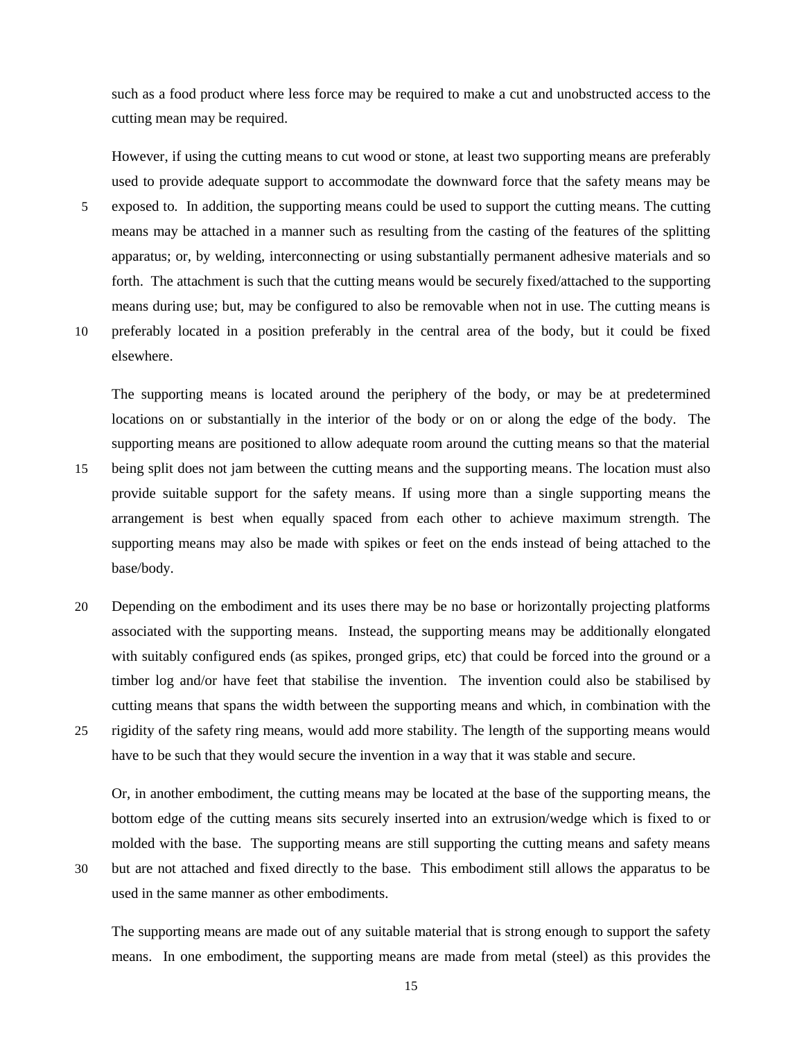such as a food product where less force may be required to make a cut and unobstructed access to the cutting mean may be required.

However, if using the cutting means to cut wood or stone, at least two supporting means are preferably used to provide adequate support to accommodate the downward force that the safety means may be exposed to. In addition, the supporting means could be used to support the cutting means. The cutting means may be attached in a manner such as resulting from the casting of the features of the splitting apparatus; or, by welding, interconnecting or using substantially permanent adhesive materials and so forth. The attachment is such that the cutting means would be securely fixed/attached to the supporting means during use; but, may be configured to also be removable when not in use. The cutting means is preferably located in a position preferably in the central area of the body, but it could be fixed elsewhere.

The supporting means is located around the periphery of the body, or may be at predetermined locations on or substantially in the interior of the body or on or along the edge of the body. The supporting means are positioned to allow adequate room around the cutting means so that the material being split does not jam between the cutting means and the supporting means. The location must also provide suitable support for the safety means. If using more than a single supporting means the arrangement is best when equally spaced from each other to achieve maximum strength. The supporting means may also be made with spikes or feet on the ends instead of being attached to the base/body.

Depending on the embodiment and its uses there may be no base or horizontally projecting platforms associated with the supporting means. Instead, the supporting means may be additionally elongated with suitably configured ends (as spikes, pronged grips, etc) that could be forced into the ground or a timber log and/or have feet that stabilise the invention. The invention could also be stabilised by cutting means that spans the width between the supporting means and which, in combination with the rigidity of the safety ring means, would add more stability. The length of the supporting means would have to be such that they would secure the invention in a way that it was stable and secure.

Or, in another embodiment, the cutting means may be located at the base of the supporting means, the bottom edge of the cutting means sits securely inserted into an extrusion/wedge which is fixed to or molded with the base. The supporting means are still supporting the cutting means and safety means but are not attached and fixed directly to the base. This embodiment still allows the apparatus to be used in the same manner as other embodiments.

The supporting means are made out of any suitable material that is strong enough to support the safety means. In one embodiment, the supporting means are made from metal (steel) as this provides the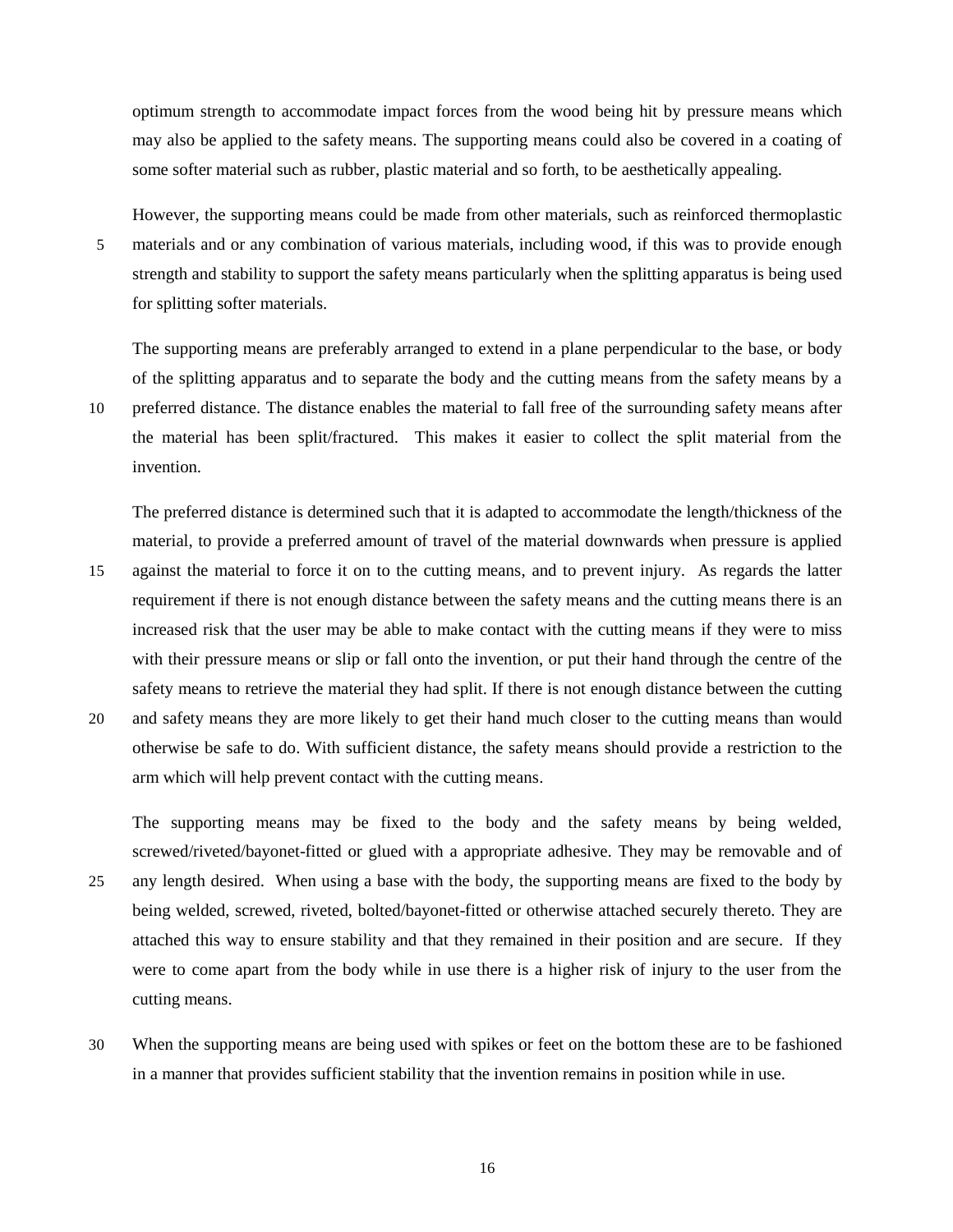optimum strength to accommodate impact forces from the wood being hit by pressure means which may also be applied to the safety means. The supporting means could also be covered in a coating of some softer material such as rubber, plastic material and so forth, to be aesthetically appealing.

However, the supporting means could be made from other materials, such as reinforced thermoplastic materials and or any combination of various materials, including wood, if this was to provide enough strength and stability to support the safety means particularly when the splitting apparatus is being used for splitting softer materials.

The supporting means are preferably arranged to extend in a plane perpendicular to the base, or body of the splitting apparatus and to separate the body and the cutting means from the safety means by a preferred distance. The distance enables the material to fall free of the surrounding safety means after the material has been split/fractured. This makes it easier to collect the split material from the invention.

The preferred distance is determined such that it is adapted to accommodate the length/thickness of the material, to provide a preferred amount of travel of the material downwards when pressure is applied against the material to force it on to the cutting means, and to prevent injury. As regards the latter requirement if there is not enough distance between the safety means and the cutting means there is an increased risk that the user may be able to make contact with the cutting means if they were to miss with their pressure means or slip or fall onto the invention, or put their hand through the centre of the safety means to retrieve the material they had split. If there is not enough distance between the cutting and safety means they are more likely to get their hand much closer to the cutting means than would otherwise be safe to do. With sufficient distance, the safety means should provide a restriction to the arm which will help prevent contact with the cutting means.

The supporting means may be fixed to the body and the safety means by being welded, screwed/riveted/bayonet-fitted or glued with a appropriate adhesive. They may be removable and of any length desired. When using a base with the body, the supporting means are fixed to the body by being welded, screwed, riveted, bolted/bayonet-fitted or otherwise attached securely thereto. They are attached this way to ensure stability and that they remained in their position and are secure. If they were to come apart from the body while in use there is a higher risk of injury to the user from the cutting means.

When the supporting means are being used with spikes or feet on the bottom these are to be fashioned in a manner that provides sufficient stability that the invention remains in position while in use.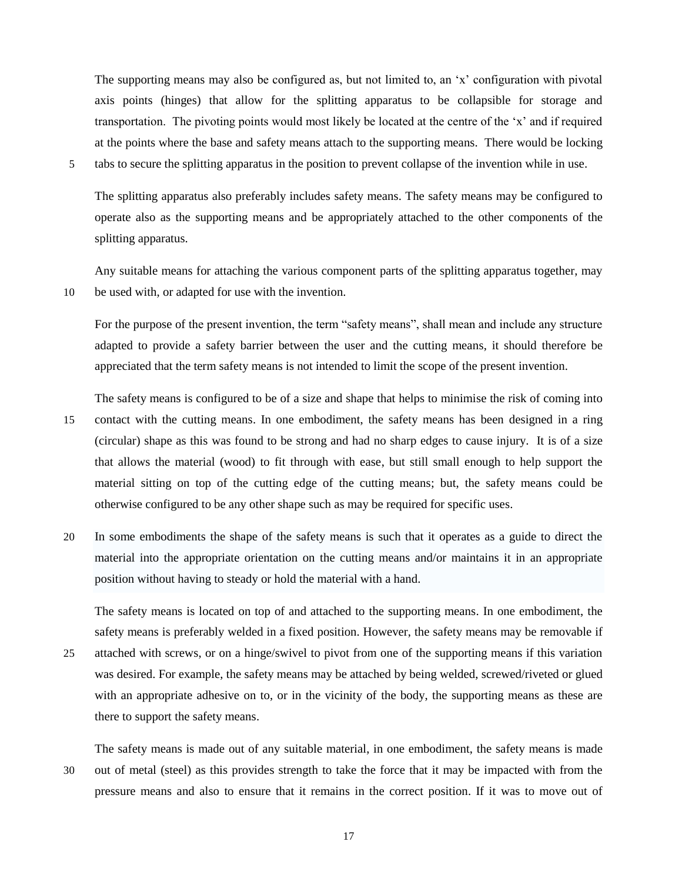The supporting means may also be configured as, but not limited to, an ‘x’ configuration with pivotal axis points (hinges) that allow for the splitting apparatus to be collapsible for storage and transportation. The pivoting points would most likely be located at the centre of the ‘x’ and if required at the points where the base and safety means attach to the supporting means. There would be locking tabs to secure the splitting apparatus in the position to prevent collapse of the invention while in use.

The splitting apparatus also preferably includes safety means. The safety means may be configured to operate also as the supporting means and be appropriately attached to the other components of the splitting apparatus.

Any suitable means for attaching the various component parts of the splitting apparatus together, may be used with, or adapted for use with the invention.

For the purpose of the present invention, the term “safety means”, shall mean and include any structure adapted to provide a safety barrier between the user and the cutting means, it should therefore be appreciated that the term safety means is not intended to limit the scope of the present invention.

The safety means is configured to be of a size and shape that helps to minimise the risk of coming into contact with the cutting means. In one embodiment, the safety means has been designed in a ring (circular) shape as this was found to be strong and had no sharp edges to cause injury. It is of a size that allows the material (wood) to fit through with ease, but still small enough to help support the material sitting on top of the cutting edge of the cutting means; but, the safety means could be otherwise configured to be any other shape such as may be required for specific uses.

In some embodiments the shape of the safety means is such that it operates as a guide to direct the material into the appropriate orientation on the cutting means and/or maintains it in an appropriate position without having to steady or hold the material with a hand.

The safety means is located on top of and attached to the supporting means. In one embodiment, the safety means is preferably welded in a fixed position. However, the safety means may be removable if attached with screws, or on a hinge/swivel to pivot from one of the supporting means if this variation was desired. For example, the safety means may be attached by being welded, screwed/riveted or glued with an appropriate adhesive on to, or in the vicinity of the body, the supporting means as these are there to support the safety means.

The safety means is made out of any suitable material, in one embodiment, the safety means is made out of metal (steel) as this provides strength to take the force that it may be impacted with from the pressure means and also to ensure that it remains in the correct position. If it was to move out of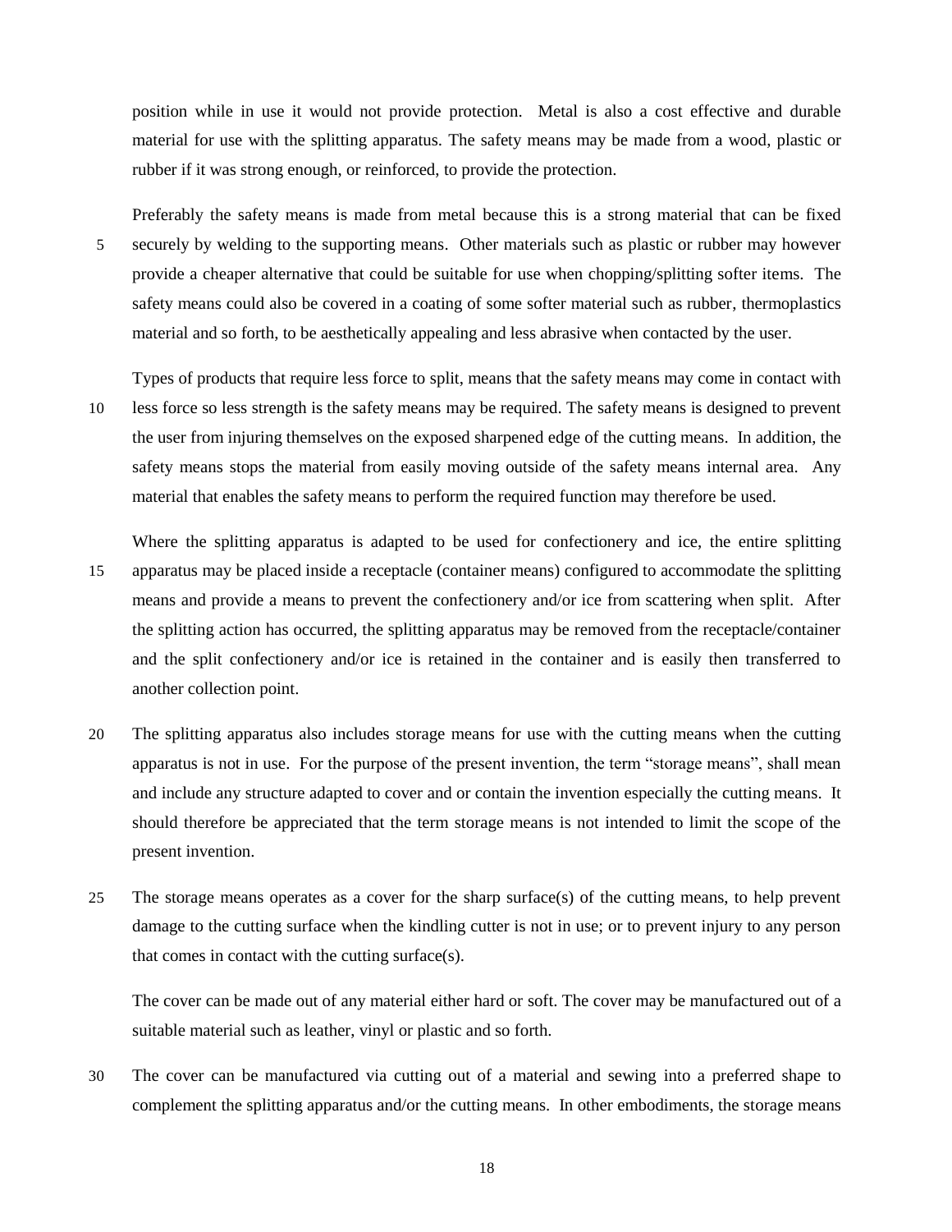position while in use it would not provide protection. Metal is also a cost effective and durable material for use with the splitting apparatus. The safety means may be made from a wood, plastic or rubber if it was strong enough, or reinforced, to provide the protection.

Preferably the safety means is made from metal because this is a strong material that can be fixed securely by welding to the supporting means. Other materials such as plastic or rubber may however provide a cheaper alternative that could be suitable for use when chopping/splitting softer items. The safety means could also be covered in a coating of some softer material such as rubber, thermoplastics material and so forth, to be aesthetically appealing and less abrasive when contacted by the user.

Types of products that require less force to split, means that the safety means may come in contact with less force so less strength is the safety means may be required. The safety means is designed to prevent the user from injuring themselves on the exposed sharpened edge of the cutting means. In addition, the safety means stops the material from easily moving outside of the safety means internal area. Any material that enables the safety means to perform the required function may therefore be used.

Where the splitting apparatus is adapted to be used for confectionery and ice, the entire splitting apparatus may be placed inside a receptacle (container means) configured to accommodate the splitting means and provide a means to prevent the confectionery and/or ice from scattering when split. After the splitting action has occurred, the splitting apparatus may be removed from the receptacle/container and the split confectionery and/or ice is retained in the container and is easily then transferred to another collection point.

The splitting apparatus also includes storage means for use with the cutting means when the cutting apparatus is not in use. For the purpose of the present invention, the term "storage means", shall mean and include any structure adapted to cover and or contain the invention especially the cutting means. It should therefore be appreciated that the term storage means is not intended to limit the scope of the present invention.

The storage means operates as a cover for the sharp surface(s) of the cutting means, to help prevent damage to the cutting surface when the kindling cutter is not in use; or to prevent injury to any person that comes in contact with the cutting surface(s).

The cover can be made out of any material either hard or soft. The cover may be manufactured out of a suitable material such as leather, vinyl or plastic and so forth.

The cover can be manufactured via cutting out of a material and sewing into a preferred shape to complement the splitting apparatus and/or the cutting means. In other embodiments, the storage means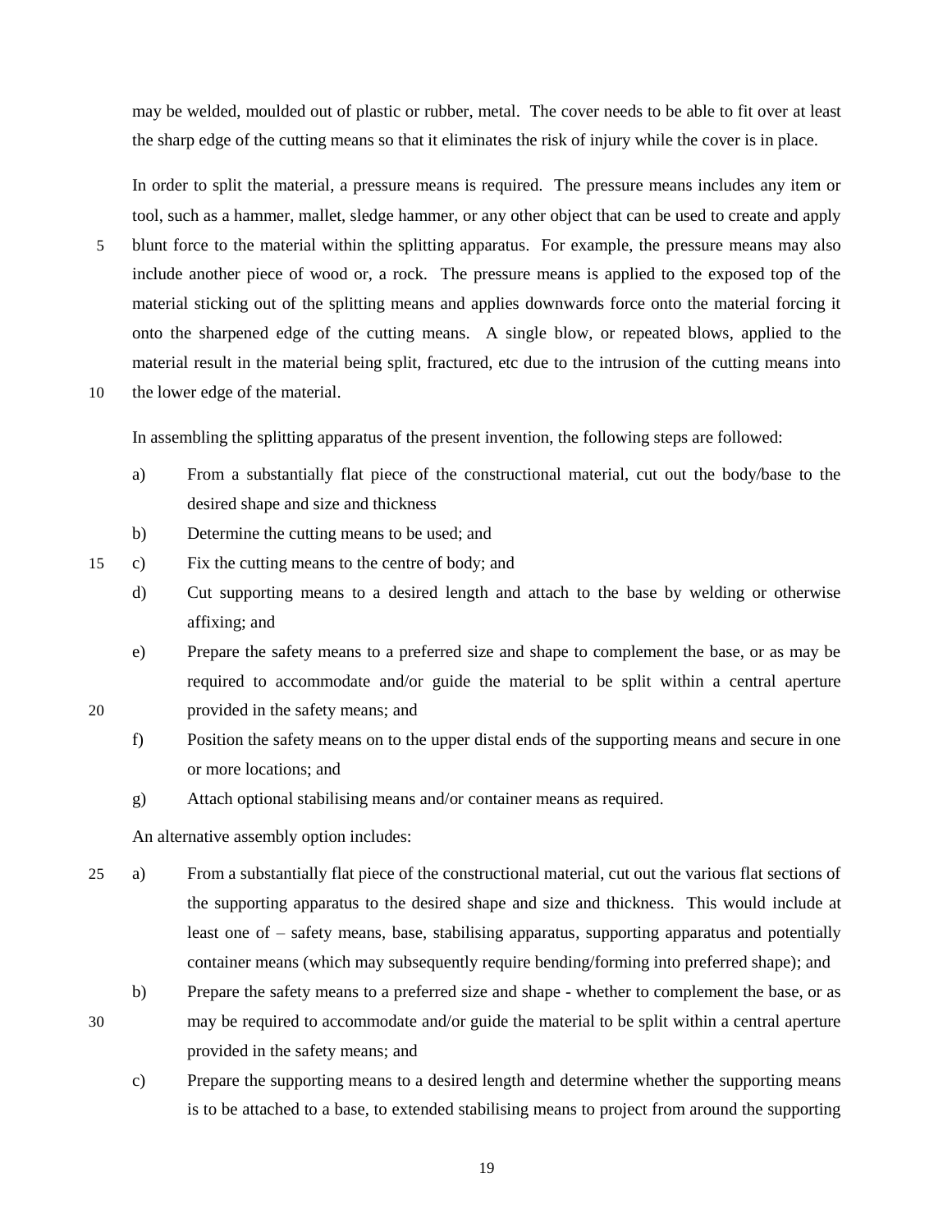may be welded, moulded out of plastic or rubber, metal. The cover needs to be able to fit over at least the sharp edge of the cutting means so that it eliminates the risk of injury while the cover is in place.

In order to split the material, a pressure means is required. The pressure means includes any item or tool, such as a hammer, mallet, sledge hammer, or any other object that can be used to create and apply blunt force to the material within the splitting apparatus. For example, the pressure means may also include another piece of wood or, a rock. The pressure means is applied to the exposed top of the material sticking out of the splitting means and applies downwards force onto the material forcing it onto the sharpened edge of the cutting means. A single blow, or repeated blows, applied to the material result in the material being split, fractured, etc due to the intrusion of the cutting means into the lower edge of the material.

In assembling the splitting apparatus of the present invention, the following steps are followed:

a) From a substantially flat piece of the constructional material, cut out the body/base to the desired shape and size and thickness

b) Determine the cutting means to be used; and

c) Fix the cutting means to the centre of body; and

d) Cut supporting means to a desired length and attach to the base by welding or otherwise affixing; and

e) Prepare the safety means to a preferred size and shape to complement the base, or as may be required to accommodate and/or guide the material to be split within a central aperture provided in the safety means; and

f) Position the safety means on to the upper distal ends of the supporting means and secure in one or more locations; and

g) Attach optional stabilising means and/or container means as required.

An alternative assembly option includes:

a) From a substantially flat piece of the constructional material, cut out the various flat sections of the supporting apparatus to the desired shape and size and thickness. This would include at least one of – safety means, base, stabilising apparatus, supporting apparatus and potentially container means (which may subsequently require bending/forming into preferred shape); and

b) Prepare the safety means to a preferred size and shape - whether to complement the base, or as may be required to accommodate and/or guide the material to be split within a central aperture provided in the safety means; and

c) Prepare the supporting means to a desired length and determine whether the supporting means is to be attached to a base, to extended stabilising means to project from around the supporting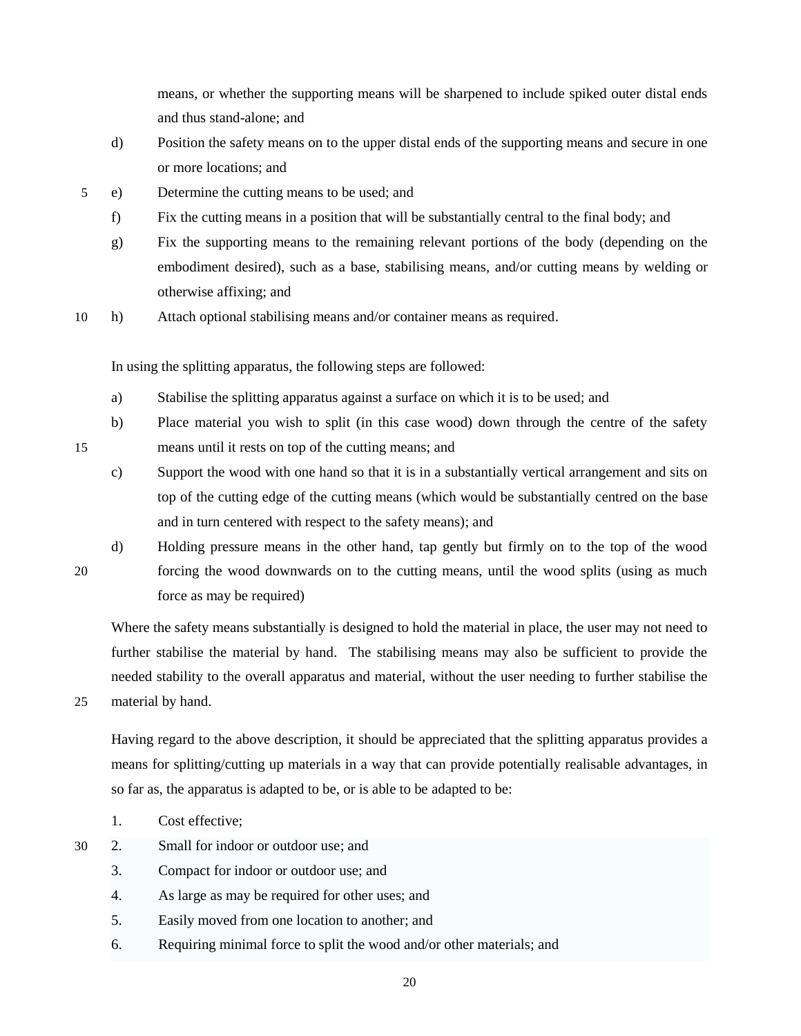means, or whether the supporting means will be sharpened to include spiked outer distal ends and thus stand-alone; and

d) Position the safety means on to the upper distal ends of the supporting means and secure in one or more locations; and

e) Determine the cutting means to be used; and

f) Fix the cutting means in a position that will be substantially central to the final body; and

g) Fix the supporting means to the remaining relevant portions of the body (depending on the embodiment desired), such as a base, stabilising means, and/or cutting means by welding or otherwise affixing; and

h) Attach optional stabilising means and/or container means as required.

In using the splitting apparatus, the following steps are followed:

a) Stabilise the splitting apparatus against a surface on which it is to be used; and

b) Place material you wish to split (in this case wood) down through the centre of the safety means until it rests on top of the cutting means; and

c) Support the wood with one hand so that it is in a substantially vertical arrangement and sits on top of the cutting edge of the cutting means (which would be substantially centred on the base and in turn centered with respect to the safety means); and

d) Holding pressure means in the other hand, tap gently but firmly on to the top of the wood forcing the wood downwards on to the cutting means, until the wood splits (using as much force as may be required)

Where the safety means substantially is designed to hold the material in place, the user may not need to further stabilise the material by hand. The stabilising means may also be sufficient to provide the needed stability to the overall apparatus and material, without the user needing to further stabilise the material by hand.

Having regard to the above description, it should be appreciated that the splitting apparatus provides a means for splitting/cutting up materials in a way that can provide potentially realisable advantages, in so far as, the apparatus is adapted to be, or is able to be adapted to be:

1. Cost effective;
2. Small for indoor or outdoor use; and
3. Compact for indoor or outdoor use; and
4. As large as may be required for other uses; and
5. Easily moved from one location to another; and
6. Requiring minimal force to split the wood and/or other materials; and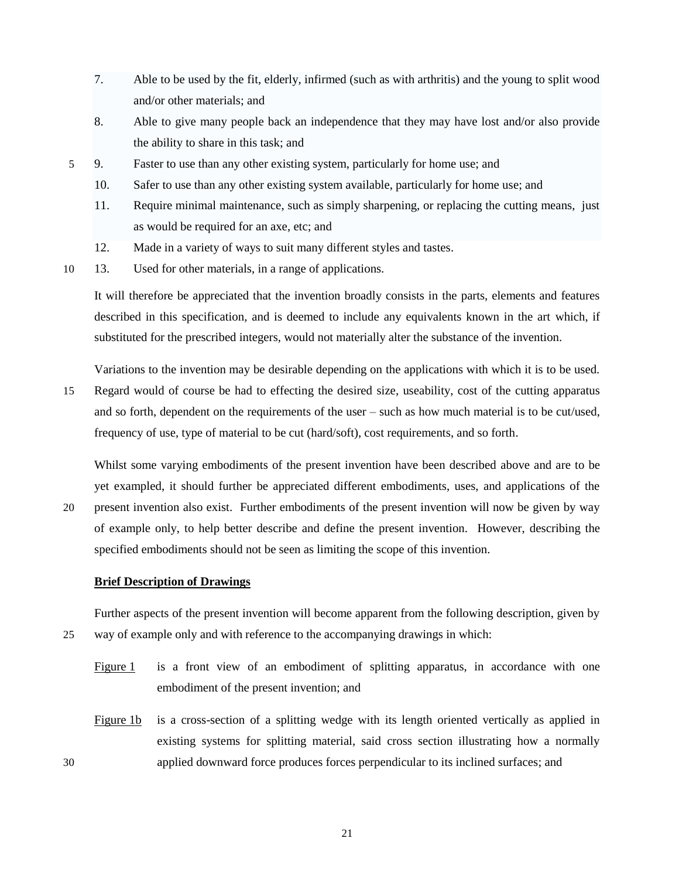7. Able to be used by the fit, elderly, infirmed (such as with arthritis) and the young to split wood and/or other materials; and
8. Able to give many people back an independence that they may have lost and/or also provide the ability to share in this task; and
9. Faster to use than any other existing system, particularly for home use; and
10. Safer to use than any other existing system available, particularly for home use; and
11. Require minimal maintenance, such as simply sharpening, or replacing the cutting means, just as would be required for an axe, etc; and
12. Made in a variety of ways to suit many different styles and tastes.
13. Used for other materials, in a range of applications.

It will therefore be appreciated that the invention broadly consists in the parts, elements and features described in this specification, and is deemed to include any equivalents known in the art which, if substituted for the prescribed integers, would not materially alter the substance of the invention.

Variations to the invention may be desirable depending on the applications with which it is to be used. Regard would of course be had to effecting the desired size, useability, cost of the cutting apparatus and so forth, dependent on the requirements of the user – such as how much material is to be cut/used, frequency of use, type of material to be cut (hard/soft), cost requirements, and so forth.

Whilst some varying embodiments of the present invention have been described above and are to be yet exampled, it should further be appreciated different embodiments, uses, and applications of the present invention also exist. Further embodiments of the present invention will now be given by way of example only, to help better describe and define the present invention. However, describing the specified embodiments should not be seen as limiting the scope of this invention.

## Brief Description of Drawings

Further aspects of the present invention will become apparent from the following description, given by way of example only and with reference to the accompanying drawings in which:

Figure 1 is a front view of an embodiment of splitting apparatus, in accordance with one embodiment of the present invention; and

Figure 1b is a cross-section of a splitting wedge with its length oriented vertically as applied in existing systems for splitting material, said cross section illustrating how a normally applied downward force produces forces perpendicular to its inclined surfaces; and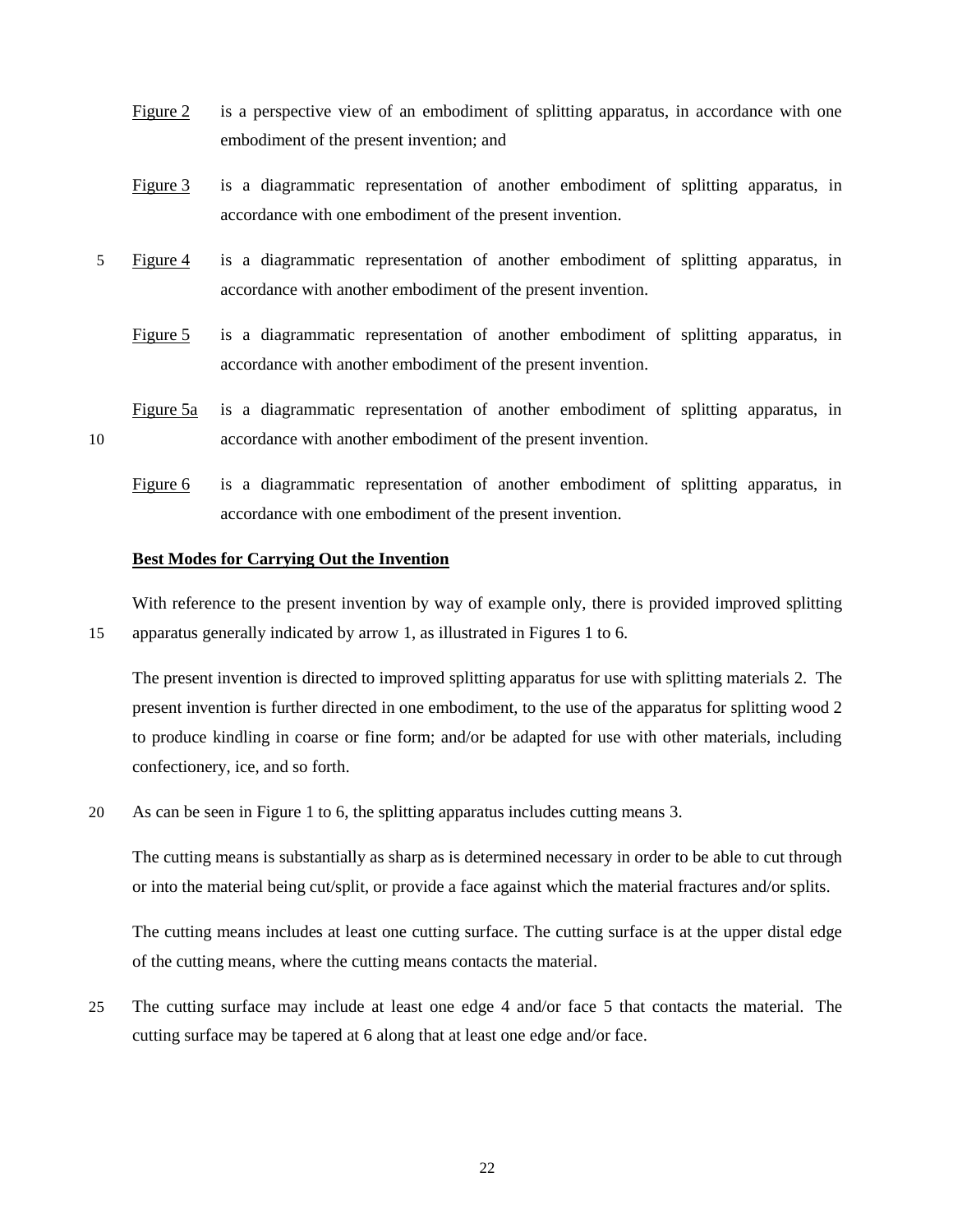Figure 2 is a perspective view of an embodiment of splitting apparatus, in accordance with one embodiment of the present invention; and

Figure 3 is a diagrammatic representation of another embodiment of splitting apparatus, in accordance with one embodiment of the present invention.

Figure 4 is a diagrammatic representation of another embodiment of splitting apparatus, in accordance with another embodiment of the present invention.

Figure 5 is a diagrammatic representation of another embodiment of splitting apparatus, in accordance with another embodiment of the present invention.

Figure 5a is a diagrammatic representation of another embodiment of splitting apparatus, in accordance with another embodiment of the present invention.

Figure 6 is a diagrammatic representation of another embodiment of splitting apparatus, in accordance with one embodiment of the present invention.

**Best Modes for Carrying Out the Invention**

With reference to the present invention by way of example only, there is provided improved splitting apparatus generally indicated by arrow 1, as illustrated in Figures 1 to 6.

The present invention is directed to improved splitting apparatus for use with splitting materials 2. The present invention is further directed in one embodiment, to the use of the apparatus for splitting wood 2 to produce kindling in coarse or fine form; and/or be adapted for use with other materials, including confectionery, ice, and so forth.

As can be seen in Figure 1 to 6, the splitting apparatus includes cutting means 3.

The cutting means is substantially as sharp as is determined necessary in order to be able to cut through or into the material being cut/split, or provide a face against which the material fractures and/or splits.

The cutting means includes at least one cutting surface. The cutting surface is at the upper distal edge of the cutting means, where the cutting means contacts the material.

The cutting surface may include at least one edge 4 and/or face 5 that contacts the material. The cutting surface may be tapered at 6 along that at least one edge and/or face.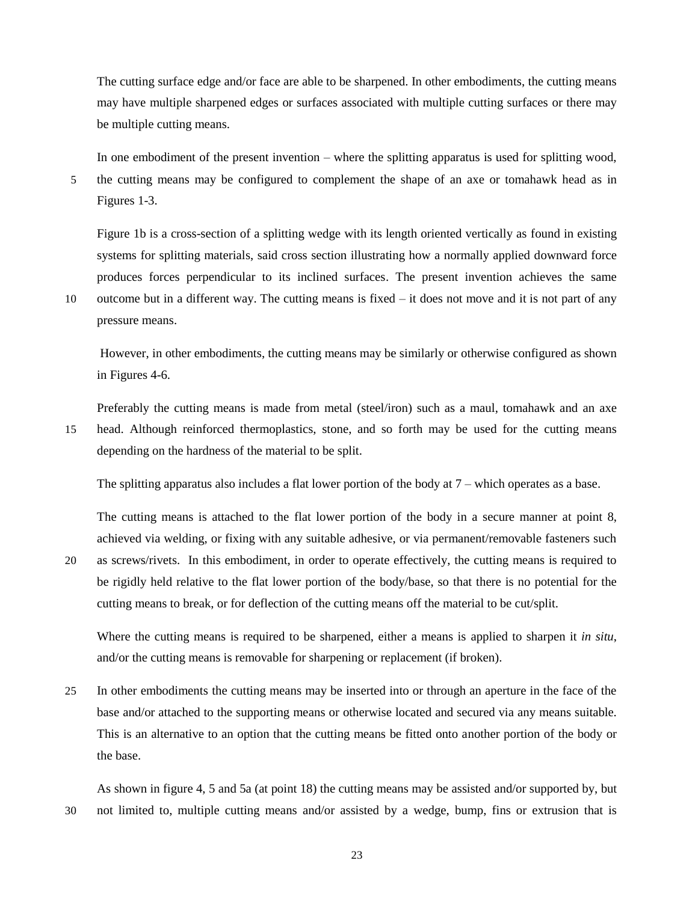The cutting surface edge and/or face are able to be sharpened. In other embodiments, the cutting means may have multiple sharpened edges or surfaces associated with multiple cutting surfaces or there may be multiple cutting means.

In one embodiment of the present invention – where the splitting apparatus is used for splitting wood, the cutting means may be configured to complement the shape of an axe or tomahawk head as in Figures 1-3.

Figure 1b is a cross-section of a splitting wedge with its length oriented vertically as found in existing systems for splitting materials, said cross section illustrating how a normally applied downward force produces forces perpendicular to its inclined surfaces. The present invention achieves the same outcome but in a different way. The cutting means is fixed – it does not move and it is not part of any pressure means.

However, in other embodiments, the cutting means may be similarly or otherwise configured as shown in Figures 4-6.

Preferably the cutting means is made from metal (steel/iron) such as a maul, tomahawk and an axe head. Although reinforced thermoplastics, stone, and so forth may be used for the cutting means depending on the hardness of the material to be split.

The splitting apparatus also includes a flat lower portion of the body at 7 – which operates as a base.

The cutting means is attached to the flat lower portion of the body in a secure manner at point 8, achieved via welding, or fixing with any suitable adhesive, or via permanent/removable fasteners such as screws/rivets. In this embodiment, in order to operate effectively, the cutting means is required to be rigidly held relative to the flat lower portion of the body/base, so that there is no potential for the cutting means to break, or for deflection of the cutting means off the material to be cut/split.

Where the cutting means is required to be sharpened, either a means is applied to sharpen it *in situ*, and/or the cutting means is removable for sharpening or replacement (if broken).

In other embodiments the cutting means may be inserted into or through an aperture in the face of the base and/or attached to the supporting means or otherwise located and secured via any means suitable. This is an alternative to an option that the cutting means be fitted onto another portion of the body or the base.

As shown in figure 4, 5 and 5a (at point 18) the cutting means may be assisted and/or supported by, but not limited to, multiple cutting means and/or assisted by a wedge, bump, fins or extrusion that is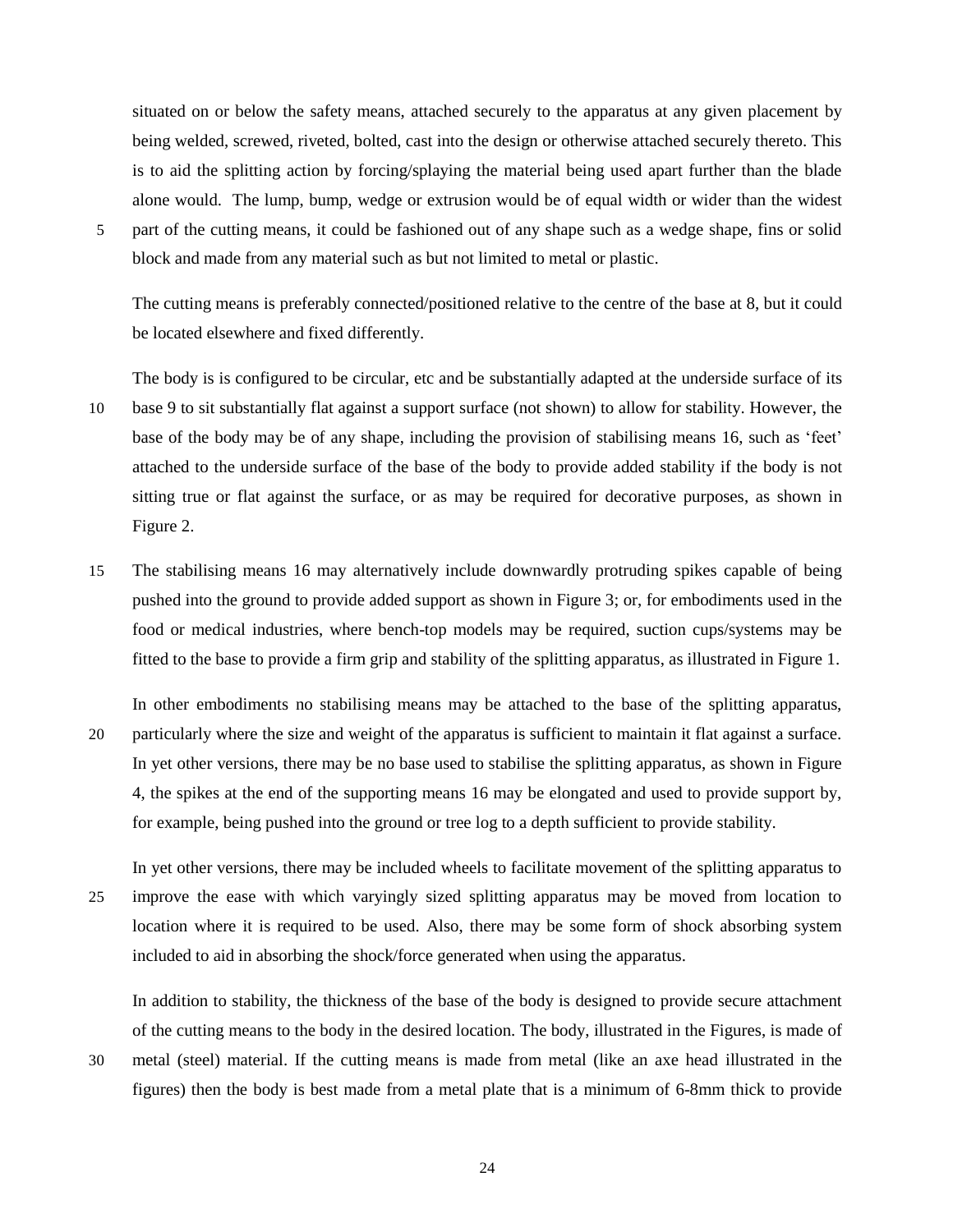situated on or below the safety means, attached securely to the apparatus at any given placement by being welded, screwed, riveted, bolted, cast into the design or otherwise attached securely thereto. This is to aid the splitting action by forcing/splaying the material being used apart further than the blade alone would. The lump, bump, wedge or extrusion would be of equal width or wider than the widest part of the cutting means, it could be fashioned out of any shape such as a wedge shape, fins or solid block and made from any material such as but not limited to metal or plastic.

The cutting means is preferably connected/positioned relative to the centre of the base at 8, but it could be located elsewhere and fixed differently.

The body is is configured to be circular, etc and be substantially adapted at the underside surface of its base 9 to sit substantially flat against a support surface (not shown) to allow for stability. However, the base of the body may be of any shape, including the provision of stabilising means 16, such as 'feet' attached to the underside surface of the base of the body to provide added stability if the body is not sitting true or flat against the surface, or as may be required for decorative purposes, as shown in Figure 2.

The stabilising means 16 may alternatively include downwardly protruding spikes capable of being pushed into the ground to provide added support as shown in Figure 3; or, for embodiments used in the food or medical industries, where bench-top models may be required, suction cups/systems may be fitted to the base to provide a firm grip and stability of the splitting apparatus, as illustrated in Figure 1.

In other embodiments no stabilising means may be attached to the base of the splitting apparatus, particularly where the size and weight of the apparatus is sufficient to maintain it flat against a surface. In yet other versions, there may be no base used to stabilise the splitting apparatus, as shown in Figure 4, the spikes at the end of the supporting means 16 may be elongated and used to provide support by, for example, being pushed into the ground or tree log to a depth sufficient to provide stability.

In yet other versions, there may be included wheels to facilitate movement of the splitting apparatus to improve the ease with which varyingly sized splitting apparatus may be moved from location to location where it is required to be used. Also, there may be some form of shock absorbing system included to aid in absorbing the shock/force generated when using the apparatus.

In addition to stability, the thickness of the base of the body is designed to provide secure attachment of the cutting means to the body in the desired location. The body, illustrated in the Figures, is made of metal (steel) material. If the cutting means is made from metal (like an axe head illustrated in the figures) then the body is best made from a metal plate that is a minimum of 6-8mm thick to provide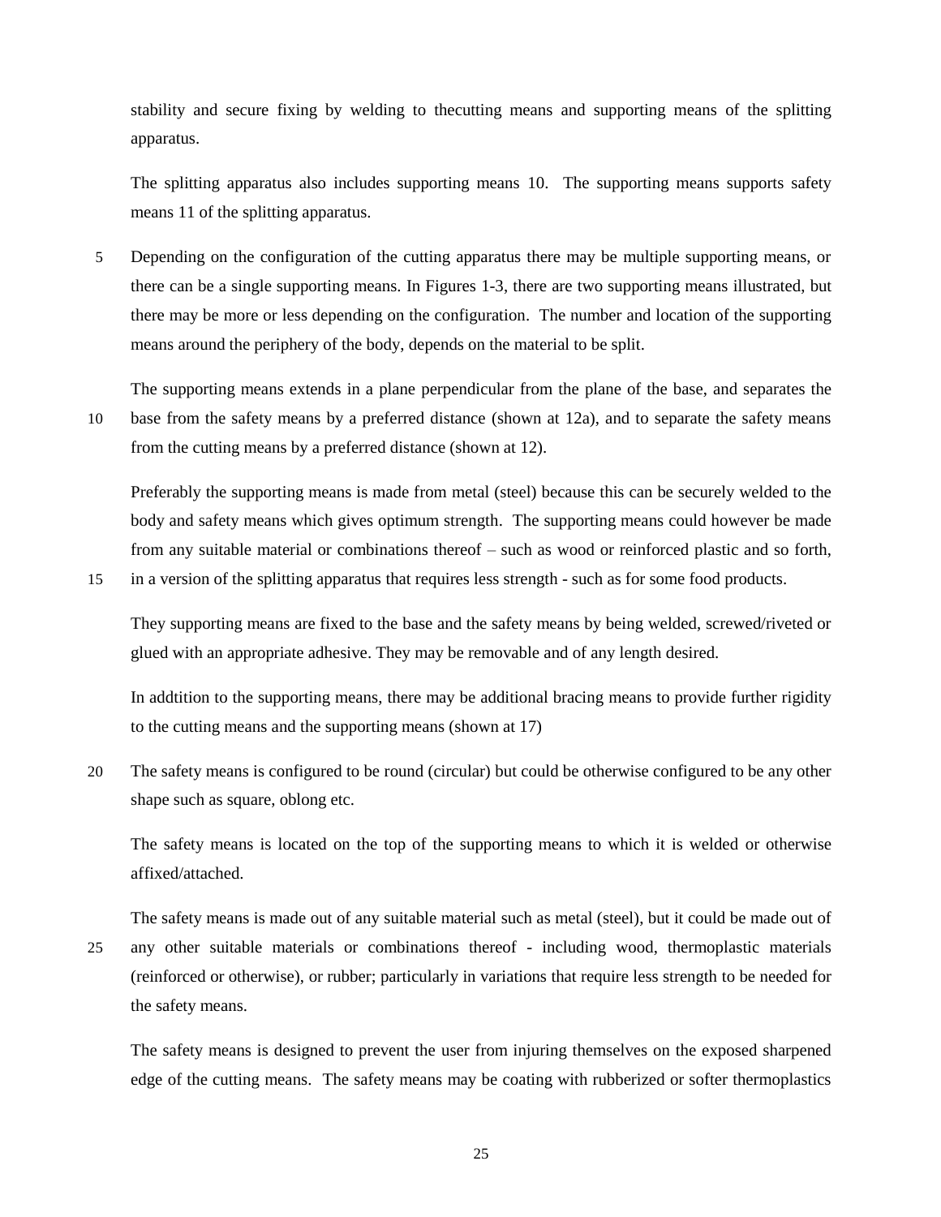stability and secure fixing by welding to thecutting means and supporting means of the splitting apparatus.

The splitting apparatus also includes supporting means 10. The supporting means supports safety means 11 of the splitting apparatus.

Depending on the configuration of the cutting apparatus there may be multiple supporting means, or there can be a single supporting means. In Figures 1-3, there are two supporting means illustrated, but there may be more or less depending on the configuration. The number and location of the supporting means around the periphery of the body, depends on the material to be split.

The supporting means extends in a plane perpendicular from the plane of the base, and separates the base from the safety means by a preferred distance (shown at 12a), and to separate the safety means from the cutting means by a preferred distance (shown at 12).

Preferably the supporting means is made from metal (steel) because this can be securely welded to the body and safety means which gives optimum strength. The supporting means could however be made from any suitable material or combinations thereof – such as wood or reinforced plastic and so forth, in a version of the splitting apparatus that requires less strength - such as for some food products.

They supporting means are fixed to the base and the safety means by being welded, screwed/riveted or glued with an appropriate adhesive. They may be removable and of any length desired.

In addtition to the supporting means, there may be additional bracing means to provide further rigidity to the cutting means and the supporting means (shown at 17)

The safety means is configured to be round (circular) but could be otherwise configured to be any other shape such as square, oblong etc.

The safety means is located on the top of the supporting means to which it is welded or otherwise affixed/attached.

The safety means is made out of any suitable material such as metal (steel), but it could be made out of any other suitable materials or combinations thereof - including wood, thermoplastic materials (reinforced or otherwise), or rubber; particularly in variations that require less strength to be needed for the safety means.

The safety means is designed to prevent the user from injuring themselves on the exposed sharpened edge of the cutting means. The safety means may be coating with rubberized or softer thermoplastics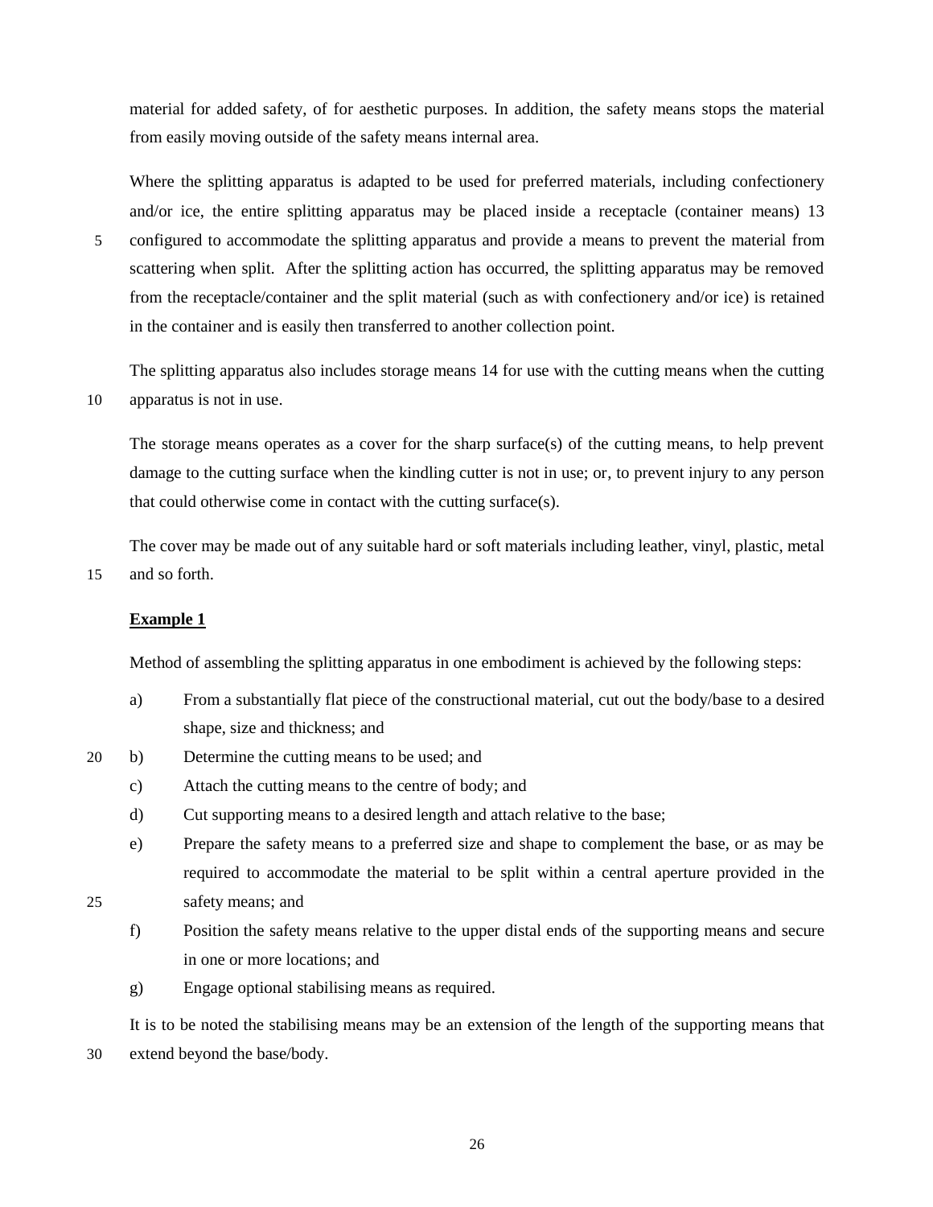material for added safety, of for aesthetic purposes. In addition, the safety means stops the material from easily moving outside of the safety means internal area.

Where the splitting apparatus is adapted to be used for preferred materials, including confectionery and/or ice, the entire splitting apparatus may be placed inside a receptacle (container means) 13 configured to accommodate the splitting apparatus and provide a means to prevent the material from scattering when split. After the splitting action has occurred, the splitting apparatus may be removed from the receptacle/container and the split material (such as with confectionery and/or ice) is retained in the container and is easily then transferred to another collection point.

The splitting apparatus also includes storage means 14 for use with the cutting means when the cutting apparatus is not in use.

The storage means operates as a cover for the sharp surface(s) of the cutting means, to help prevent damage to the cutting surface when the kindling cutter is not in use; or, to prevent injury to any person that could otherwise come in contact with the cutting surface(s).

The cover may be made out of any suitable hard or soft materials including leather, vinyl, plastic, metal and so forth.

**Example 1**

Method of assembling the splitting apparatus in one embodiment is achieved by the following steps:

a) From a substantially flat piece of the constructional material, cut out the body/base to a desired shape, size and thickness; and
b) Determine the cutting means to be used; and
c) Attach the cutting means to the centre of body; and
d) Cut supporting means to a desired length and attach relative to the base;
e) Prepare the safety means to a preferred size and shape to complement the base, or as may be required to accommodate the material to be split within a central aperture provided in the safety means; and
f) Position the safety means relative to the upper distal ends of the supporting means and secure in one or more locations; and
g) Engage optional stabilising means as required.

It is to be noted the stabilising means may be an extension of the length of the supporting means that extend beyond the base/body.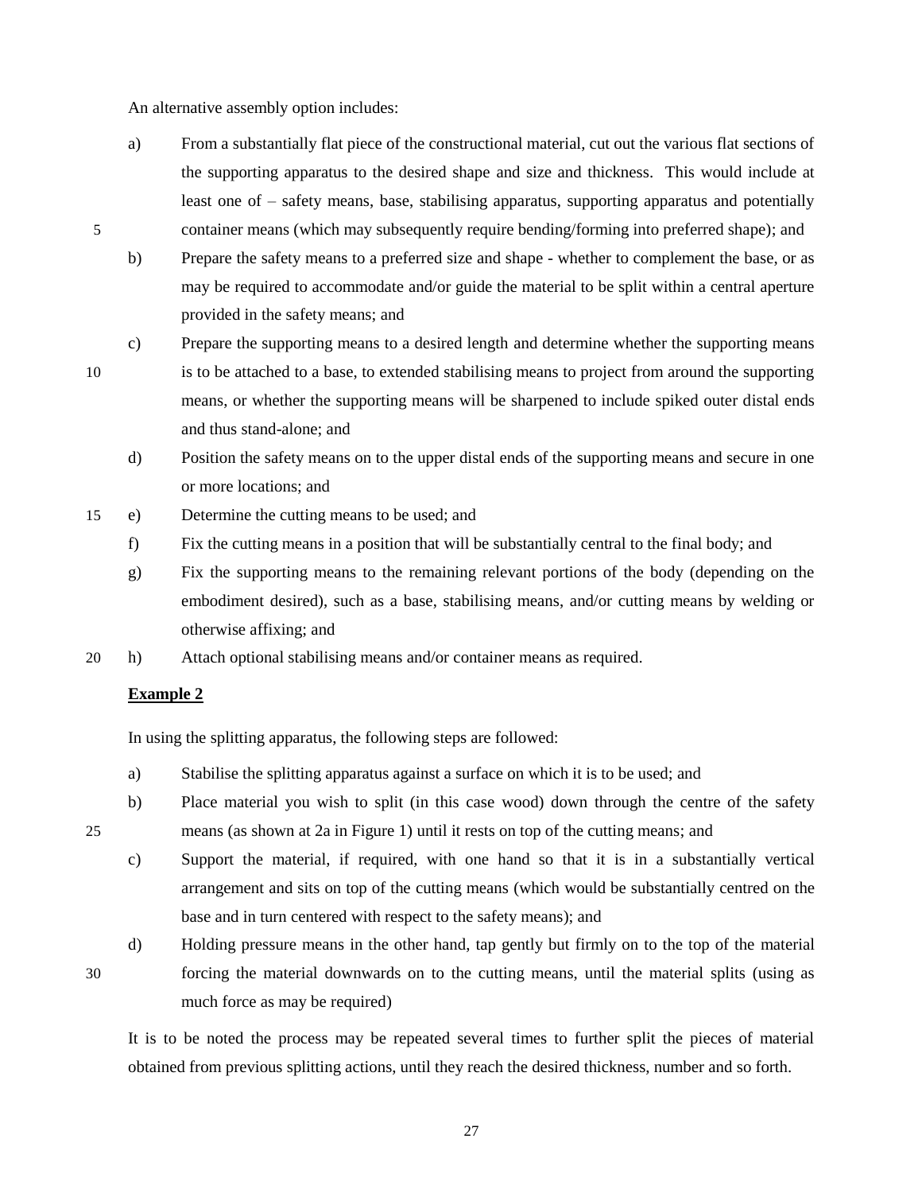An alternative assembly option includes:

a) From a substantially flat piece of the constructional material, cut out the various flat sections of the supporting apparatus to the desired shape and size and thickness. This would include at least one of – safety means, base, stabilising apparatus, supporting apparatus and potentially container means (which may subsequently require bending/forming into preferred shape); and

b) Prepare the safety means to a preferred size and shape - whether to complement the base, or as may be required to accommodate and/or guide the material to be split within a central aperture provided in the safety means; and

c) Prepare the supporting means to a desired length and determine whether the supporting means is to be attached to a base, to extended stabilising means to project from around the supporting means, or whether the supporting means will be sharpened to include spiked outer distal ends and thus stand-alone; and

d) Position the safety means on to the upper distal ends of the supporting means and secure in one or more locations; and

e) Determine the cutting means to be used; and

f) Fix the cutting means in a position that will be substantially central to the final body; and

g) Fix the supporting means to the remaining relevant portions of the body (depending on the embodiment desired), such as a base, stabilising means, and/or cutting means by welding or otherwise affixing; and

h) Attach optional stabilising means and/or container means as required.

**Example 2**

In using the splitting apparatus, the following steps are followed:

a) Stabilise the splitting apparatus against a surface on which it is to be used; and

b) Place material you wish to split (in this case wood) down through the centre of the safety means (as shown at 2a in Figure 1) until it rests on top of the cutting means; and

c) Support the material, if required, with one hand so that it is in a substantially vertical arrangement and sits on top of the cutting means (which would be substantially centred on the base and in turn centered with respect to the safety means); and

d) Holding pressure means in the other hand, tap gently but firmly on to the top of the material forcing the material downwards on to the cutting means, until the material splits (using as much force as may be required)

It is to be noted the process may be repeated several times to further split the pieces of material obtained from previous splitting actions, until they reach the desired thickness, number and so forth.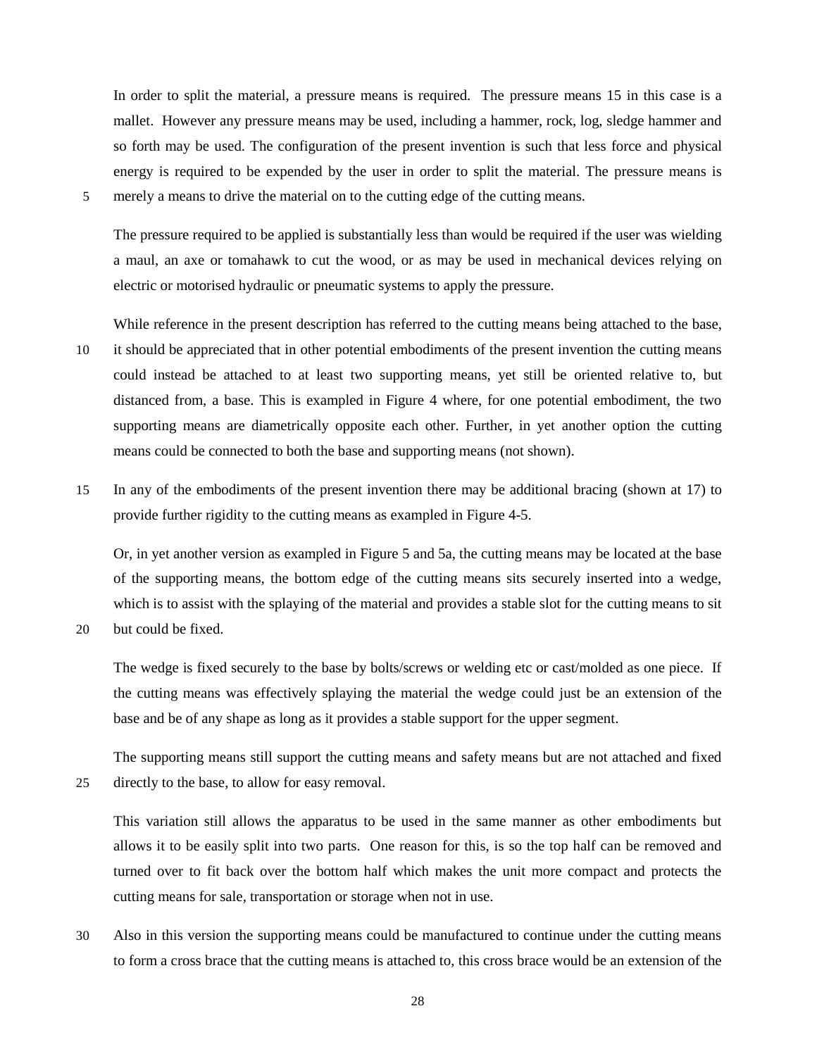In order to split the material, a pressure means is required. The pressure means 15 in this case is a mallet. However any pressure means may be used, including a hammer, rock, log, sledge hammer and so forth may be used. The configuration of the present invention is such that less force and physical energy is required to be expended by the user in order to split the material. The pressure means is merely a means to drive the material on to the cutting edge of the cutting means.

The pressure required to be applied is substantially less than would be required if the user was wielding a maul, an axe or tomahawk to cut the wood, or as may be used in mechanical devices relying on electric or motorised hydraulic or pneumatic systems to apply the pressure.

While reference in the present description has referred to the cutting means being attached to the base, it should be appreciated that in other potential embodiments of the present invention the cutting means could instead be attached to at least two supporting means, yet still be oriented relative to, but distanced from, a base. This is exampled in Figure 4 where, for one potential embodiment, the two supporting means are diametrically opposite each other. Further, in yet another option the cutting means could be connected to both the base and supporting means (not shown).

In any of the embodiments of the present invention there may be additional bracing (shown at 17) to provide further rigidity to the cutting means as exampled in Figure 4-5.

Or, in yet another version as exampled in Figure 5 and 5a, the cutting means may be located at the base of the supporting means, the bottom edge of the cutting means sits securely inserted into a wedge, which is to assist with the splaying of the material and provides a stable slot for the cutting means to sit but could be fixed.

The wedge is fixed securely to the base by bolts/screws or welding etc or cast/molded as one piece. If the cutting means was effectively splaying the material the wedge could just be an extension of the base and be of any shape as long as it provides a stable support for the upper segment.

The supporting means still support the cutting means and safety means but are not attached and fixed directly to the base, to allow for easy removal.

This variation still allows the apparatus to be used in the same manner as other embodiments but allows it to be easily split into two parts. One reason for this, is so the top half can be removed and turned over to fit back over the bottom half which makes the unit more compact and protects the cutting means for sale, transportation or storage when not in use.

Also in this version the supporting means could be manufactured to continue under the cutting means to form a cross brace that the cutting means is attached to, this cross brace would be an extension of the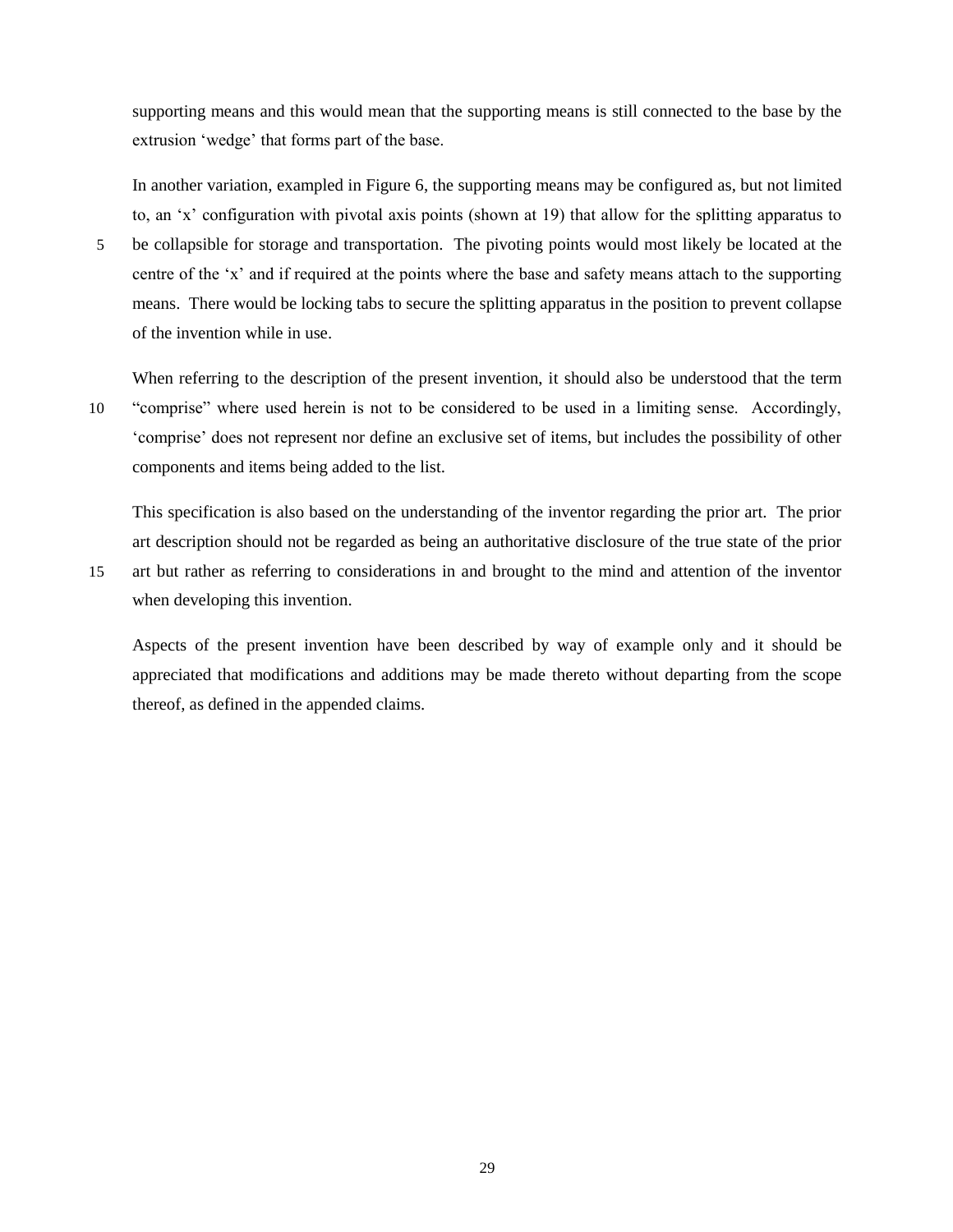supporting means and this would mean that the supporting means is still connected to the base by the extrusion 'wedge' that forms part of the base.

In another variation, exampled in Figure 6, the supporting means may be configured as, but not limited to, an 'x' configuration with pivotal axis points (shown at 19) that allow for the splitting apparatus to be collapsible for storage and transportation. The pivoting points would most likely be located at the centre of the 'x' and if required at the points where the base and safety means attach to the supporting means. There would be locking tabs to secure the splitting apparatus in the position to prevent collapse of the invention while in use.

When referring to the description of the present invention, it should also be understood that the term "comprise" where used herein is not to be considered to be used in a limiting sense. Accordingly, 'comprise' does not represent nor define an exclusive set of items, but includes the possibility of other components and items being added to the list.

This specification is also based on the understanding of the inventor regarding the prior art. The prior art description should not be regarded as being an authoritative disclosure of the true state of the prior art but rather as referring to considerations in and brought to the mind and attention of the inventor when developing this invention.

Aspects of the present invention have been described by way of example only and it should be appreciated that modifications and additions may be made thereto without departing from the scope thereof, as defined in the appended claims.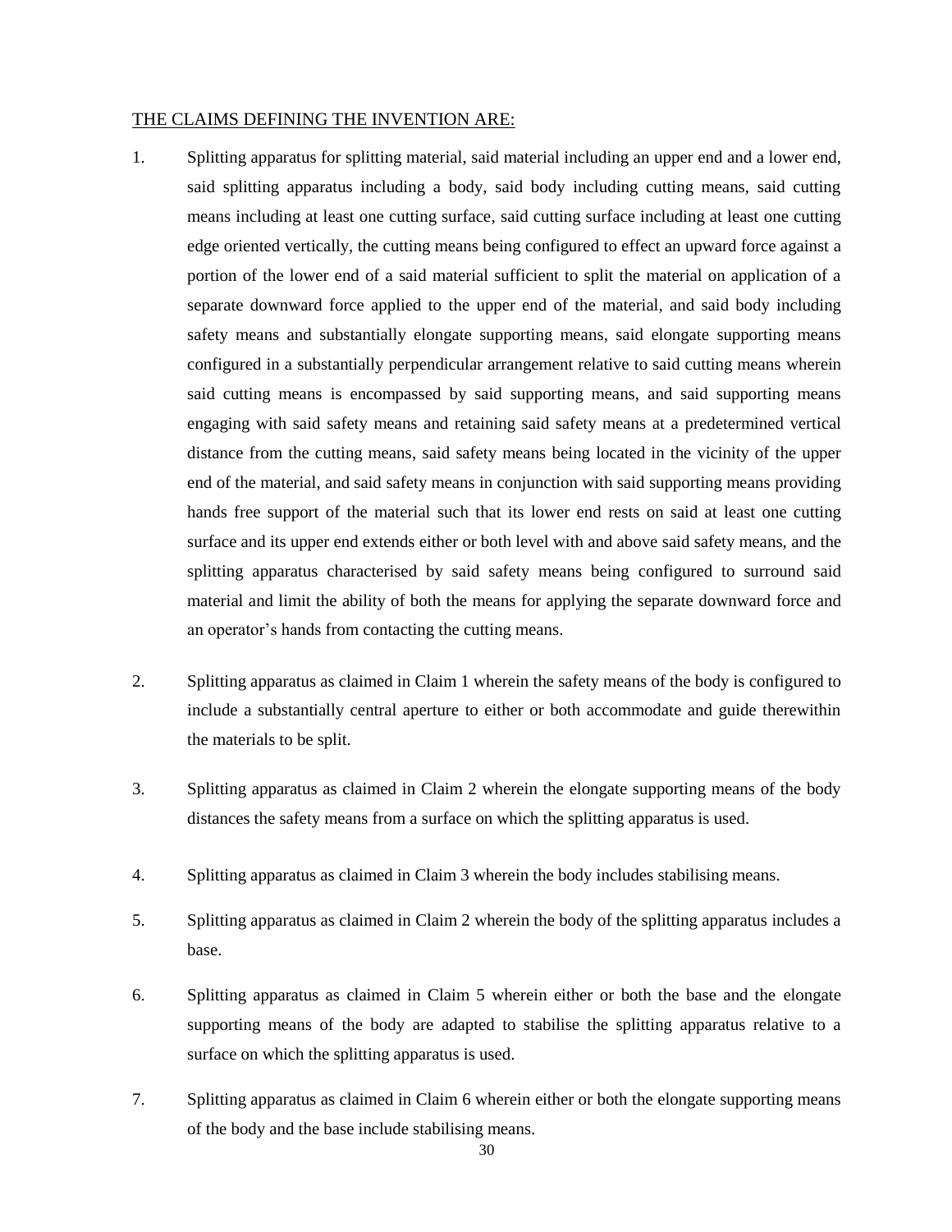<u>THE CLAIMS DEFINING THE INVENTION ARE:</u>

1. Splitting apparatus for splitting material, said material including an upper end and a lower end, said splitting apparatus including a body, said body including cutting means, said cutting means including at least one cutting surface, said cutting surface including at least one cutting edge oriented vertically, the cutting means being configured to effect an upward force against a portion of the lower end of a said material sufficient to split the material on application of a separate downward force applied to the upper end of the material, and said body including safety means and substantially elongate supporting means, said elongate supporting means configured in a substantially perpendicular arrangement relative to said cutting means wherein said cutting means is encompassed by said supporting means, and said supporting means engaging with said safety means and retaining said safety means at a predetermined vertical distance from the cutting means, said safety means being located in the vicinity of the upper end of the material, and said safety means in conjunction with said supporting means providing hands free support of the material such that its lower end rests on said at least one cutting surface and its upper end extends either or both level with and above said safety means, and the splitting apparatus characterised by said safety means being configured to surround said material and limit the ability of both the means for applying the separate downward force and an operator's hands from contacting the cutting means.

2. Splitting apparatus as claimed in Claim 1 wherein the safety means of the body is configured to include a substantially central aperture to either or both accommodate and guide therewithin the materials to be split.

3. Splitting apparatus as claimed in Claim 2 wherein the elongate supporting means of the body distances the safety means from a surface on which the splitting apparatus is used.

4. Splitting apparatus as claimed in Claim 3 wherein the body includes stabilising means.

5. Splitting apparatus as claimed in Claim 2 wherein the body of the splitting apparatus includes a base.

6. Splitting apparatus as claimed in Claim 5 wherein either or both the base and the elongate supporting means of the body are adapted to stabilise the splitting apparatus relative to a surface on which the splitting apparatus is used.

7. Splitting apparatus as claimed in Claim 6 wherein either or both the elongate supporting means of the body and the base include stabilising means.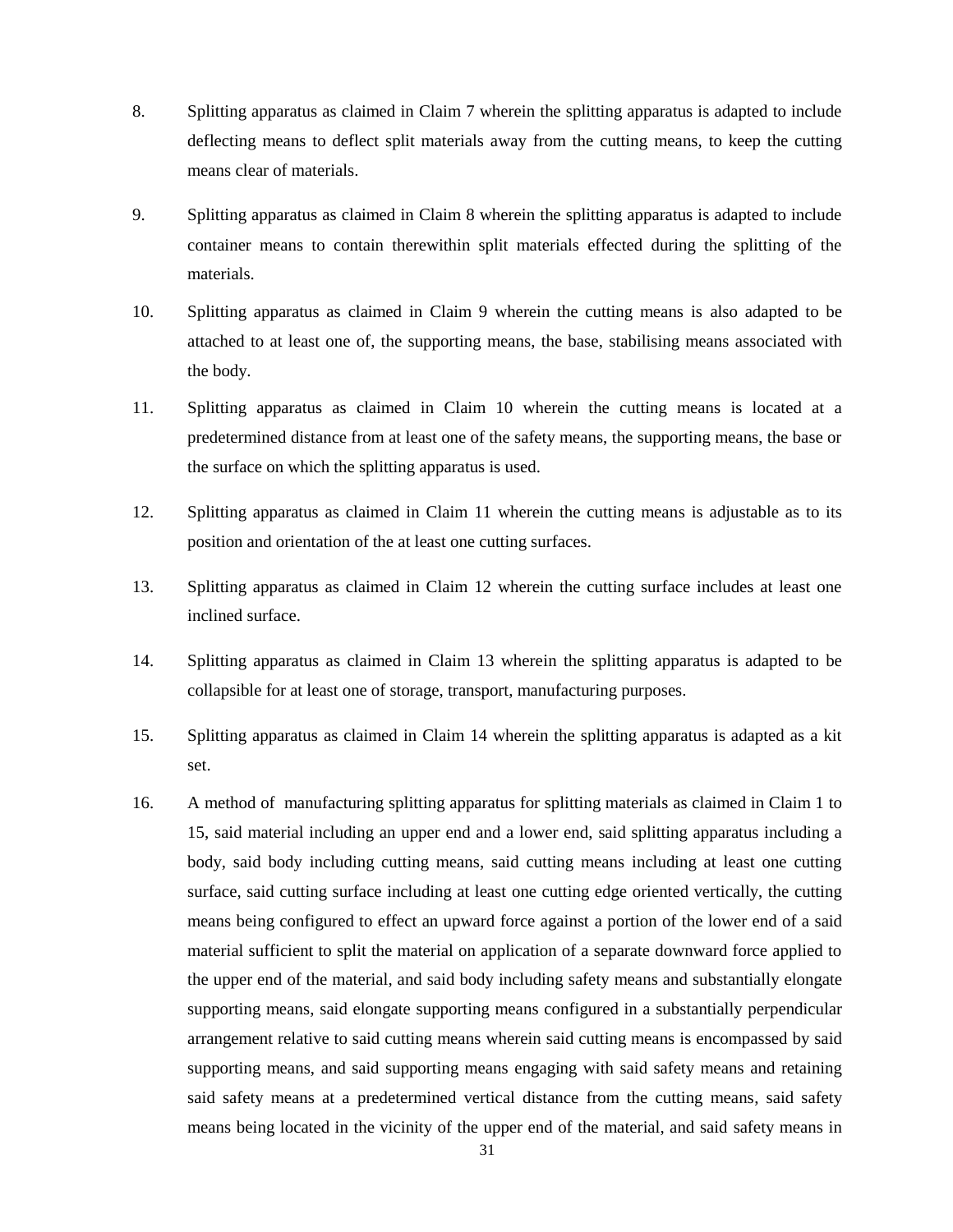8. Splitting apparatus as claimed in Claim 7 wherein the splitting apparatus is adapted to include deflecting means to deflect split materials away from the cutting means, to keep the cutting means clear of materials.

9. Splitting apparatus as claimed in Claim 8 wherein the splitting apparatus is adapted to include container means to contain therewithin split materials effected during the splitting of the materials.

10. Splitting apparatus as claimed in Claim 9 wherein the cutting means is also adapted to be attached to at least one of, the supporting means, the base, stabilising means associated with the body.

11. Splitting apparatus as claimed in Claim 10 wherein the cutting means is located at a predetermined distance from at least one of the safety means, the supporting means, the base or the surface on which the splitting apparatus is used.

12. Splitting apparatus as claimed in Claim 11 wherein the cutting means is adjustable as to its position and orientation of the at least one cutting surfaces.

13. Splitting apparatus as claimed in Claim 12 wherein the cutting surface includes at least one inclined surface.

14. Splitting apparatus as claimed in Claim 13 wherein the splitting apparatus is adapted to be collapsible for at least one of storage, transport, manufacturing purposes.

15. Splitting apparatus as claimed in Claim 14 wherein the splitting apparatus is adapted as a kit set.

16. A method of manufacturing splitting apparatus for splitting materials as claimed in Claim 1 to 15, said material including an upper end and a lower end, said splitting apparatus including a body, said body including cutting means, said cutting means including at least one cutting surface, said cutting surface including at least one cutting edge oriented vertically, the cutting means being configured to effect an upward force against a portion of the lower end of a said material sufficient to split the material on application of a separate downward force applied to the upper end of the material, and said body including safety means and substantially elongate supporting means, said elongate supporting means configured in a substantially perpendicular arrangement relative to said cutting means wherein said cutting means is encompassed by said supporting means, and said supporting means engaging with said safety means and retaining said safety means at a predetermined vertical distance from the cutting means, said safety means being located in the vicinity of the upper end of the material, and said safety means in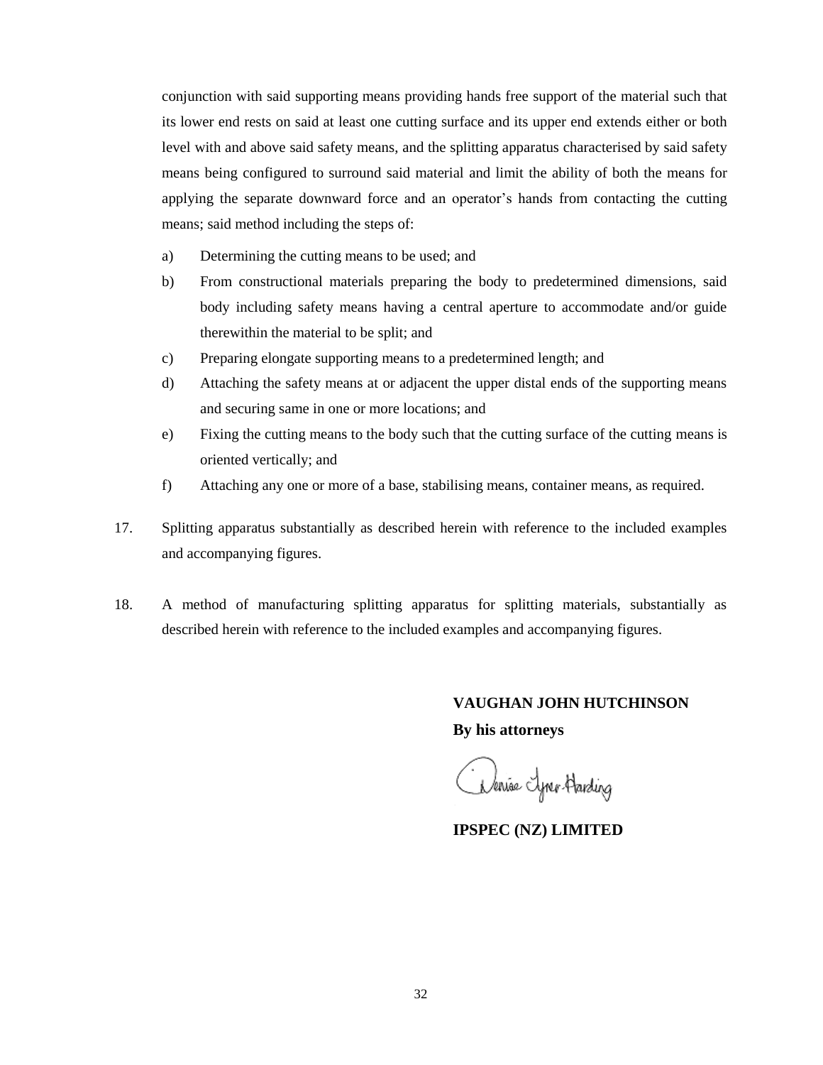conjunction with said supporting means providing hands free support of the material such that its lower end rests on said at least one cutting surface and its upper end extends either or both level with and above said safety means, and the splitting apparatus characterised by said safety means being configured to surround said material and limit the ability of both the means for applying the separate downward force and an operator's hands from contacting the cutting means; said method including the steps of:

a) Determining the cutting means to be used; and

b) From constructional materials preparing the body to predetermined dimensions, said body including safety means having a central aperture to accommodate and/or guide therewithin the material to be split; and

c) Preparing elongate supporting means to a predetermined length; and

d) Attaching the safety means at or adjacent the upper distal ends of the supporting means and securing same in one or more locations; and

e) Fixing the cutting means to the body such that the cutting surface of the cutting means is oriented vertically; and

f) Attaching any one or more of a base, stabilising means, container means, as required.

17. Splitting apparatus substantially as described herein with reference to the included examples and accompanying figures.

18. A method of manufacturing splitting apparatus for splitting materials, substantially as described herein with reference to the included examples and accompanying figures.

**VAUGHAN JOHN HUTCHINSON**

**By his attorneys**

Denise Lyne-Harding

**IPSPEC (NZ) LIMITED**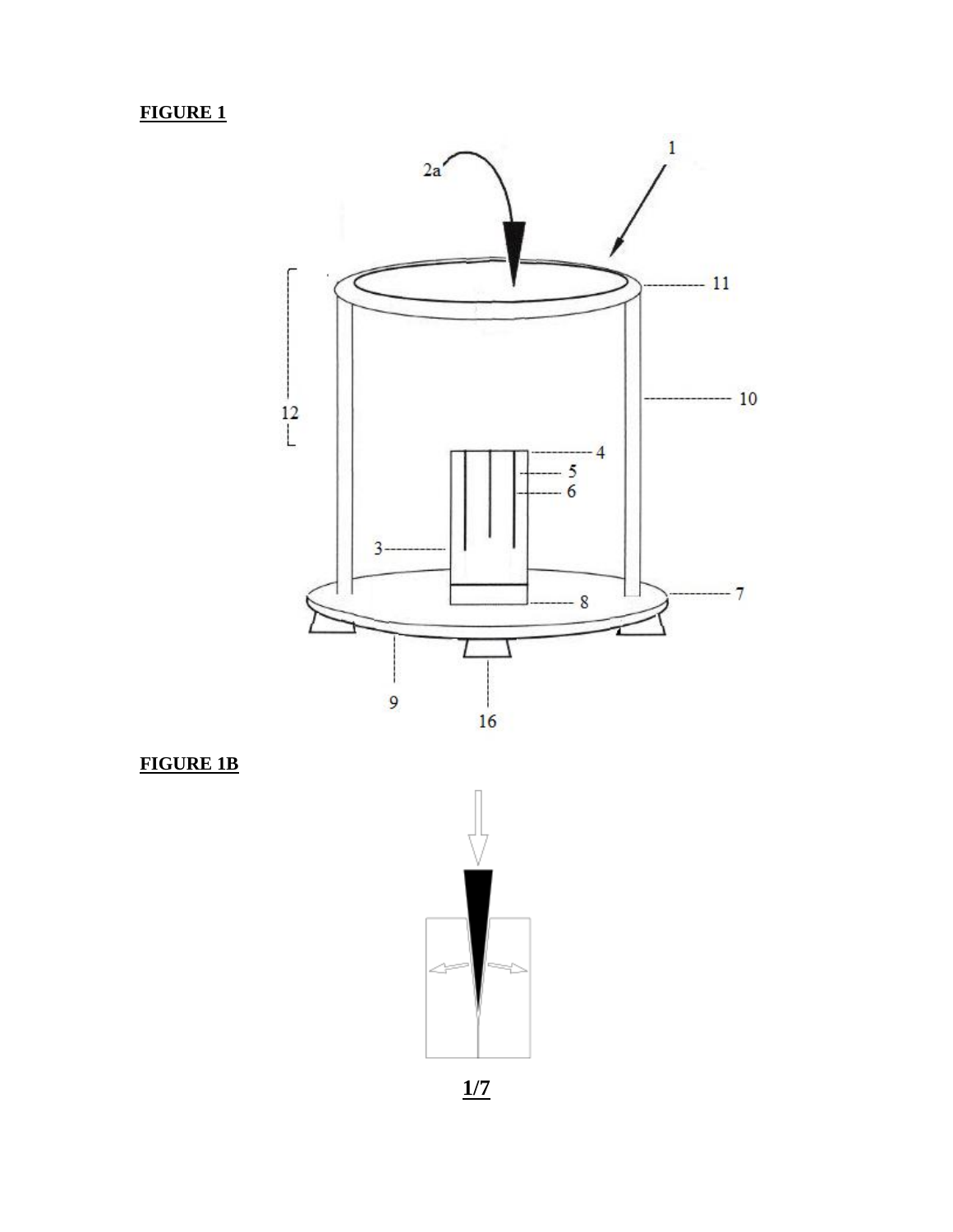**FIGURE 1**

**FIGURE 1B**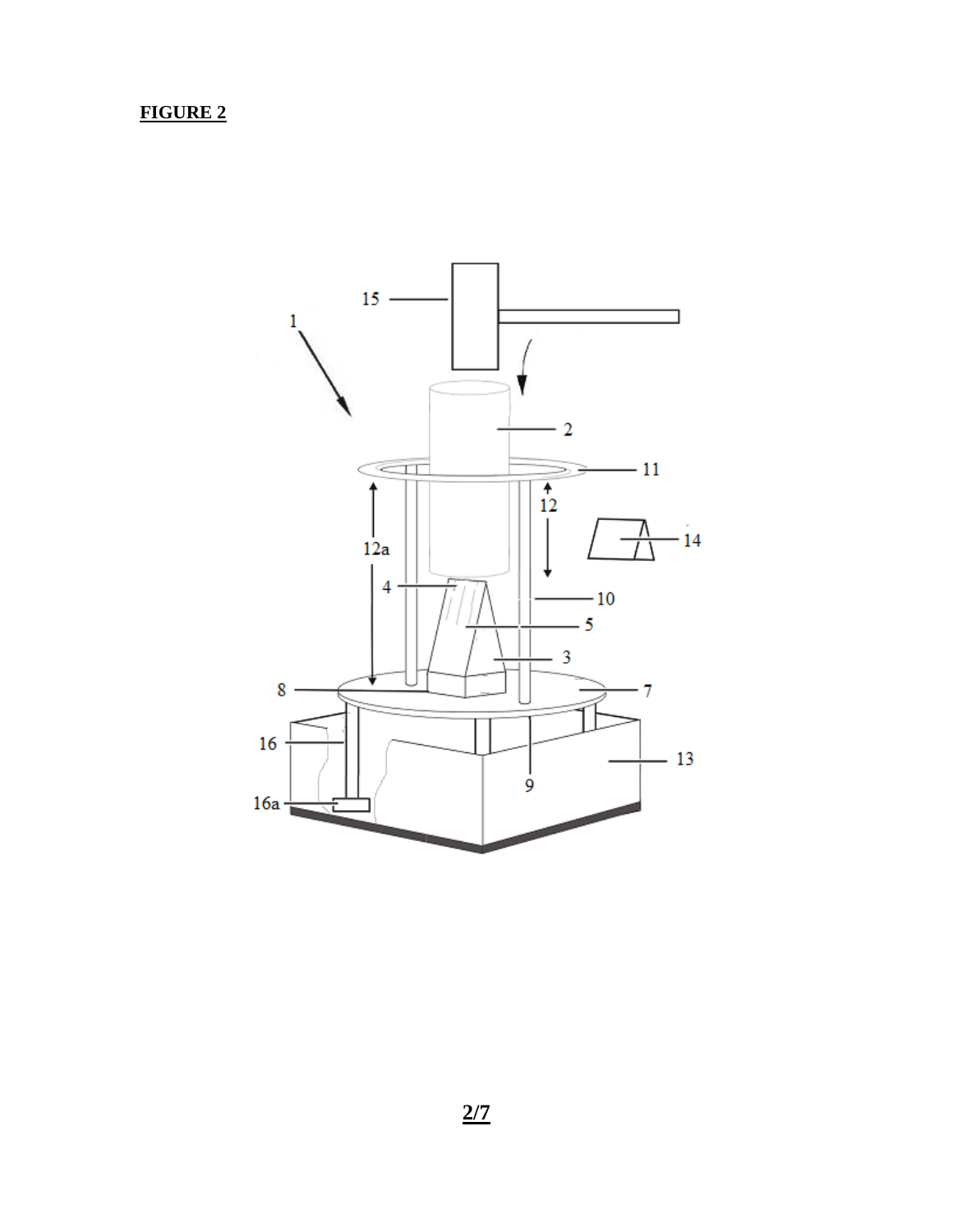**FIGURE 2**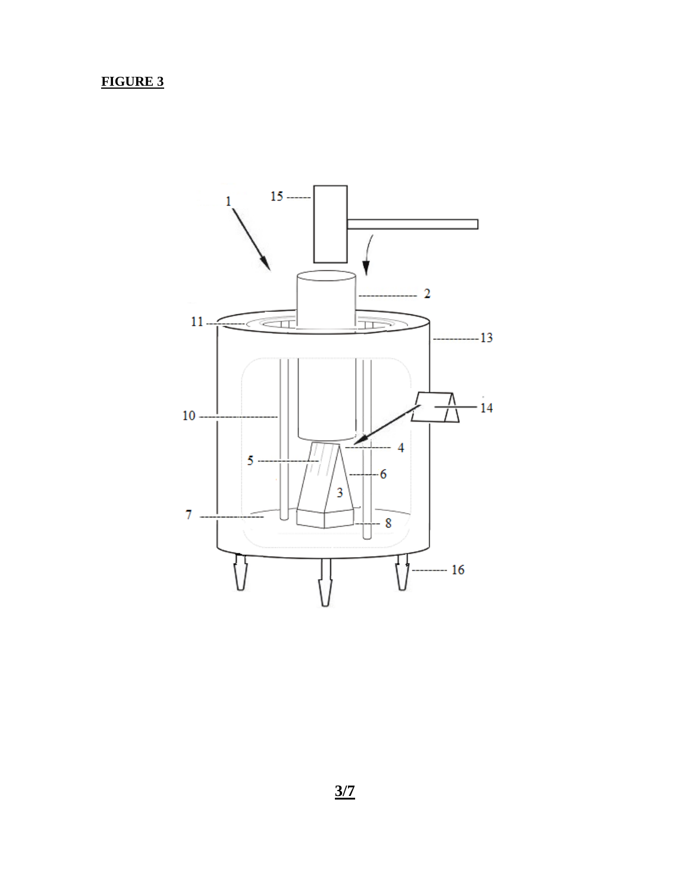**FIGURE 3**

1 15 2 11 13 10 14 4 5 6 3 7 8 16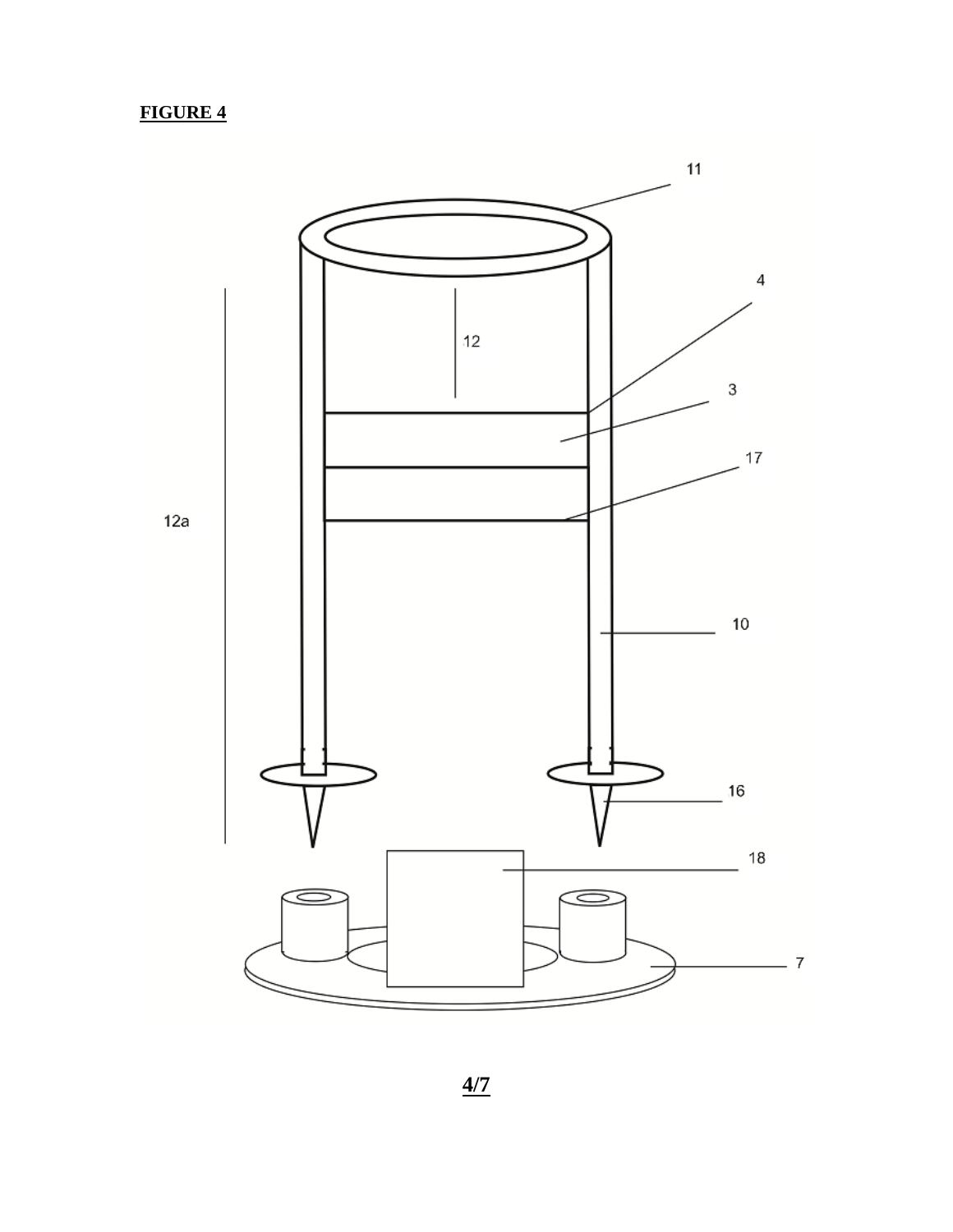**FIGURE 4**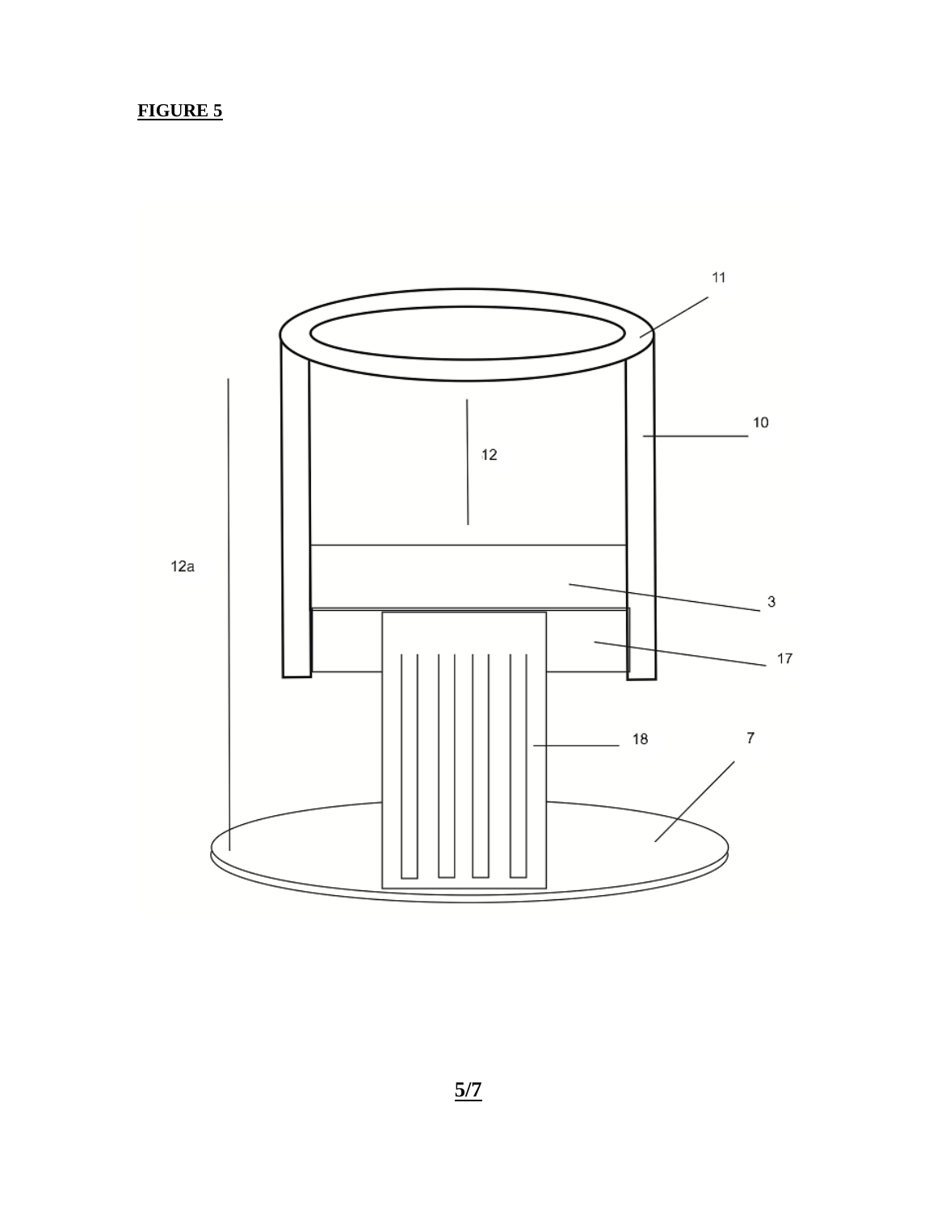**FIGURE 5**

11

10

12

12a

3

17

18

7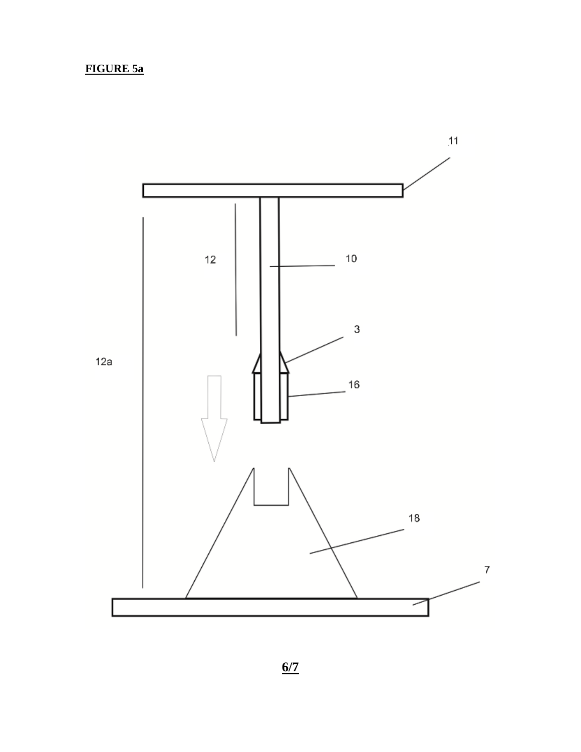**FIGURE 5a**

11

12

10

3

12a

16

18

7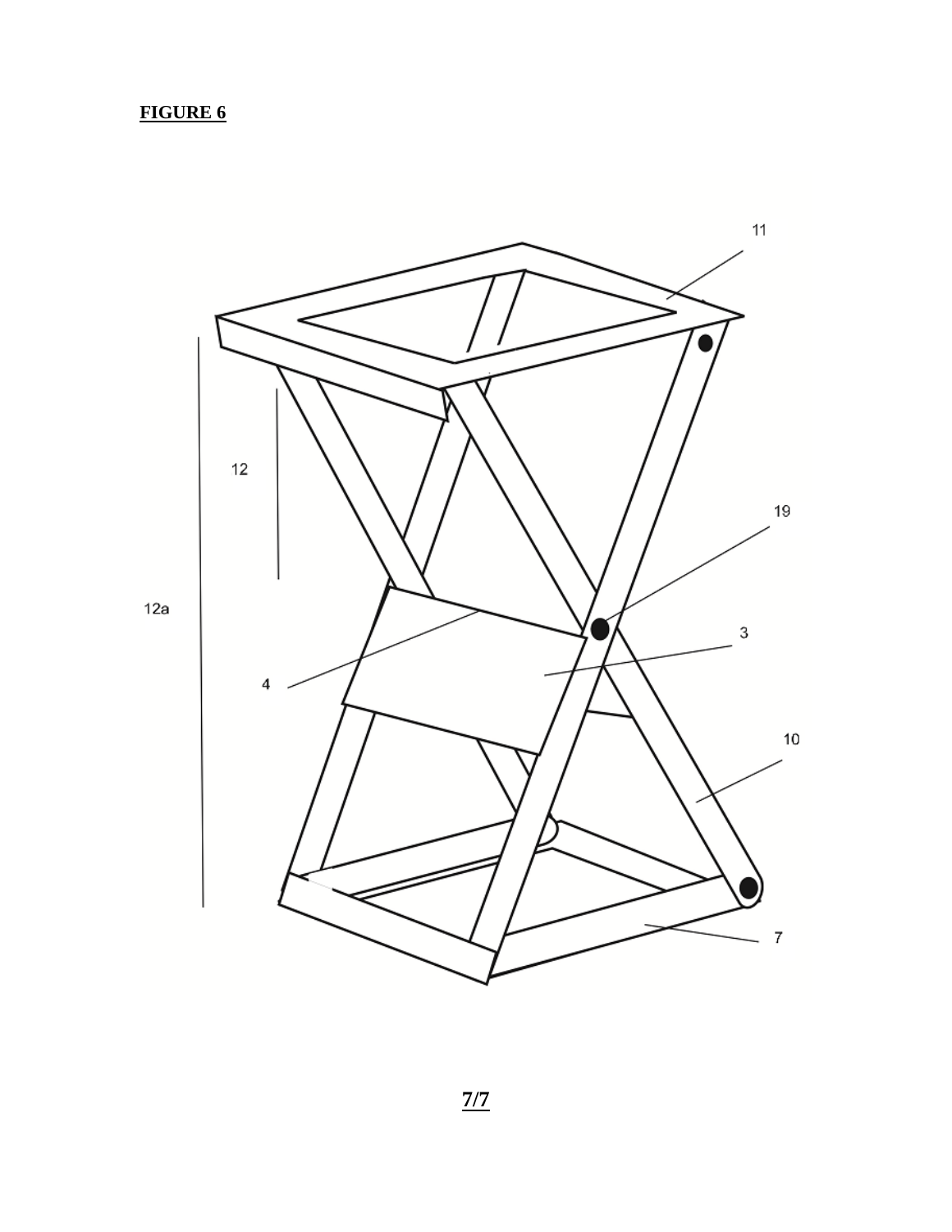**FIGURE 6**

11

12

12a

19

3

4

10

7